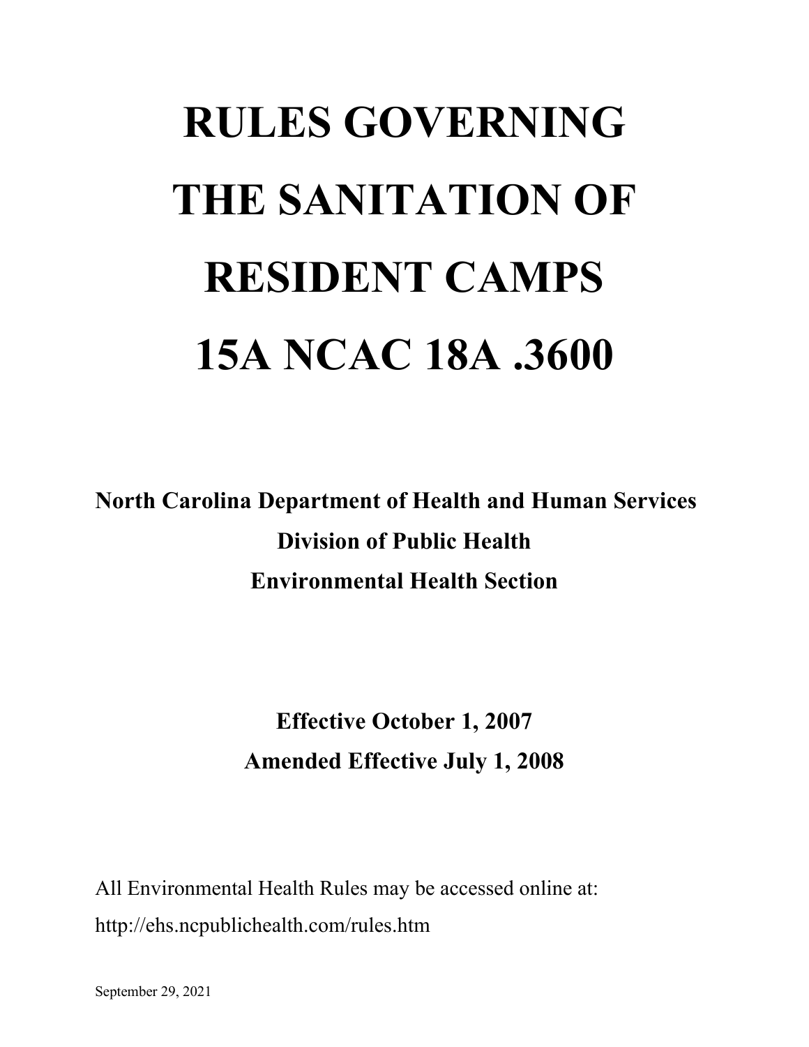# RULES GOVERNING THE SANITATION OF RESIDENT CAMPS 15A NCAC 18A .3600

**North Carolina Department of Health and Human Services**
**Division of Public Health**
**Environmental Health Section**

**Effective October 1, 2007**
**Amended Effective July 1, 2008**

All Environmental Health Rules may be accessed online at:
http://ehs.ncpublichealth.com/rules.htm

September 29, 2021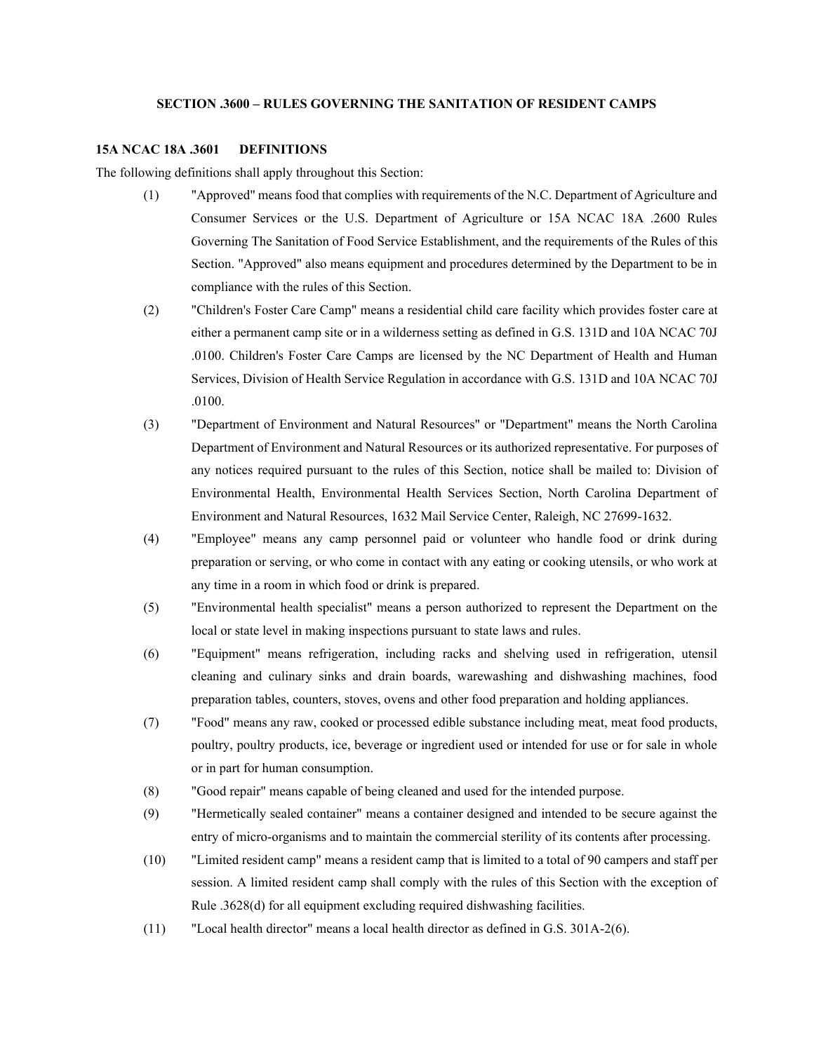## SECTION .3600 – RULES GOVERNING THE SANITATION OF RESIDENT CAMPS

### 15A NCAC 18A .3601 DEFINITIONS

The following definitions shall apply throughout this Section:

(1) "Approved" means food that complies with requirements of the N.C. Department of Agriculture and Consumer Services or the U.S. Department of Agriculture or 15A NCAC 18A .2600 Rules Governing The Sanitation of Food Service Establishment, and the requirements of the Rules of this Section. "Approved" also means equipment and procedures determined by the Department to be in compliance with the rules of this Section.

(2) "Children's Foster Care Camp" means a residential child care facility which provides foster care at either a permanent camp site or in a wilderness setting as defined in G.S. 131D and 10A NCAC 70J .0100. Children's Foster Care Camps are licensed by the NC Department of Health and Human Services, Division of Health Service Regulation in accordance with G.S. 131D and 10A NCAC 70J .0100.

(3) "Department of Environment and Natural Resources" or "Department" means the North Carolina Department of Environment and Natural Resources or its authorized representative. For purposes of any notices required pursuant to the rules of this Section, notice shall be mailed to: Division of Environmental Health, Environmental Health Services Section, North Carolina Department of Environment and Natural Resources, 1632 Mail Service Center, Raleigh, NC 27699-1632.

(4) "Employee" means any camp personnel paid or volunteer who handle food or drink during preparation or serving, or who come in contact with any eating or cooking utensils, or who work at any time in a room in which food or drink is prepared.

(5) "Environmental health specialist" means a person authorized to represent the Department on the local or state level in making inspections pursuant to state laws and rules.

(6) "Equipment" means refrigeration, including racks and shelving used in refrigeration, utensil cleaning and culinary sinks and drain boards, warewashing and dishwashing machines, food preparation tables, counters, stoves, ovens and other food preparation and holding appliances.

(7) "Food" means any raw, cooked or processed edible substance including meat, meat food products, poultry, poultry products, ice, beverage or ingredient used or intended for use or for sale in whole or in part for human consumption.

(8) "Good repair" means capable of being cleaned and used for the intended purpose.

(9) "Hermetically sealed container" means a container designed and intended to be secure against the entry of micro-organisms and to maintain the commercial sterility of its contents after processing.

(10) "Limited resident camp" means a resident camp that is limited to a total of 90 campers and staff per session. A limited resident camp shall comply with the rules of this Section with the exception of Rule .3628(d) for all equipment excluding required dishwashing facilities.

(11) "Local health director" means a local health director as defined in G.S. 301A-2(6).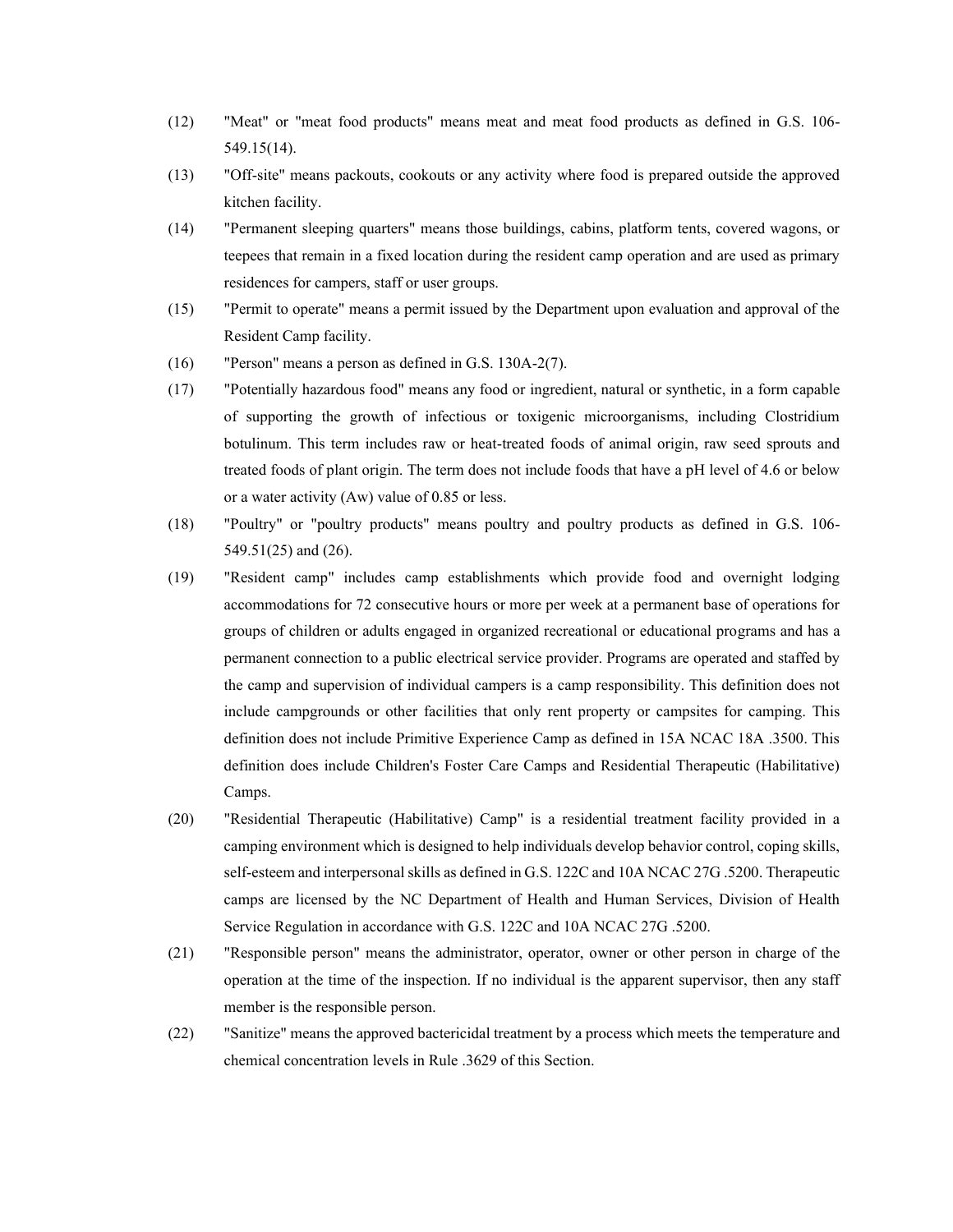(12) "Meat" or "meat food products" means meat and meat food products as defined in G.S. 106-549.15(14).

(13) "Off-site" means packouts, cookouts or any activity where food is prepared outside the approved kitchen facility.

(14) "Permanent sleeping quarters" means those buildings, cabins, platform tents, covered wagons, or teepees that remain in a fixed location during the resident camp operation and are used as primary residences for campers, staff or user groups.

(15) "Permit to operate" means a permit issued by the Department upon evaluation and approval of the Resident Camp facility.

(16) "Person" means a person as defined in G.S. 130A-2(7).

(17) "Potentially hazardous food" means any food or ingredient, natural or synthetic, in a form capable of supporting the growth of infectious or toxigenic microorganisms, including Clostridium botulinum. This term includes raw or heat-treated foods of animal origin, raw seed sprouts and treated foods of plant origin. The term does not include foods that have a pH level of 4.6 or below or a water activity (Aw) value of 0.85 or less.

(18) "Poultry" or "poultry products" means poultry and poultry products as defined in G.S. 106-549.51(25) and (26).

(19) "Resident camp" includes camp establishments which provide food and overnight lodging accommodations for 72 consecutive hours or more per week at a permanent base of operations for groups of children or adults engaged in organized recreational or educational programs and has a permanent connection to a public electrical service provider. Programs are operated and staffed by the camp and supervision of individual campers is a camp responsibility. This definition does not include campgrounds or other facilities that only rent property or campsites for camping. This definition does not include Primitive Experience Camp as defined in 15A NCAC 18A .3500. This definition does include Children's Foster Care Camps and Residential Therapeutic (Habilitative) Camps.

(20) "Residential Therapeutic (Habilitative) Camp" is a residential treatment facility provided in a camping environment which is designed to help individuals develop behavior control, coping skills, self-esteem and interpersonal skills as defined in G.S. 122C and 10A NCAC 27G .5200. Therapeutic camps are licensed by the NC Department of Health and Human Services, Division of Health Service Regulation in accordance with G.S. 122C and 10A NCAC 27G .5200.

(21) "Responsible person" means the administrator, operator, owner or other person in charge of the operation at the time of the inspection. If no individual is the apparent supervisor, then any staff member is the responsible person.

(22) "Sanitize" means the approved bactericidal treatment by a process which meets the temperature and chemical concentration levels in Rule .3629 of this Section.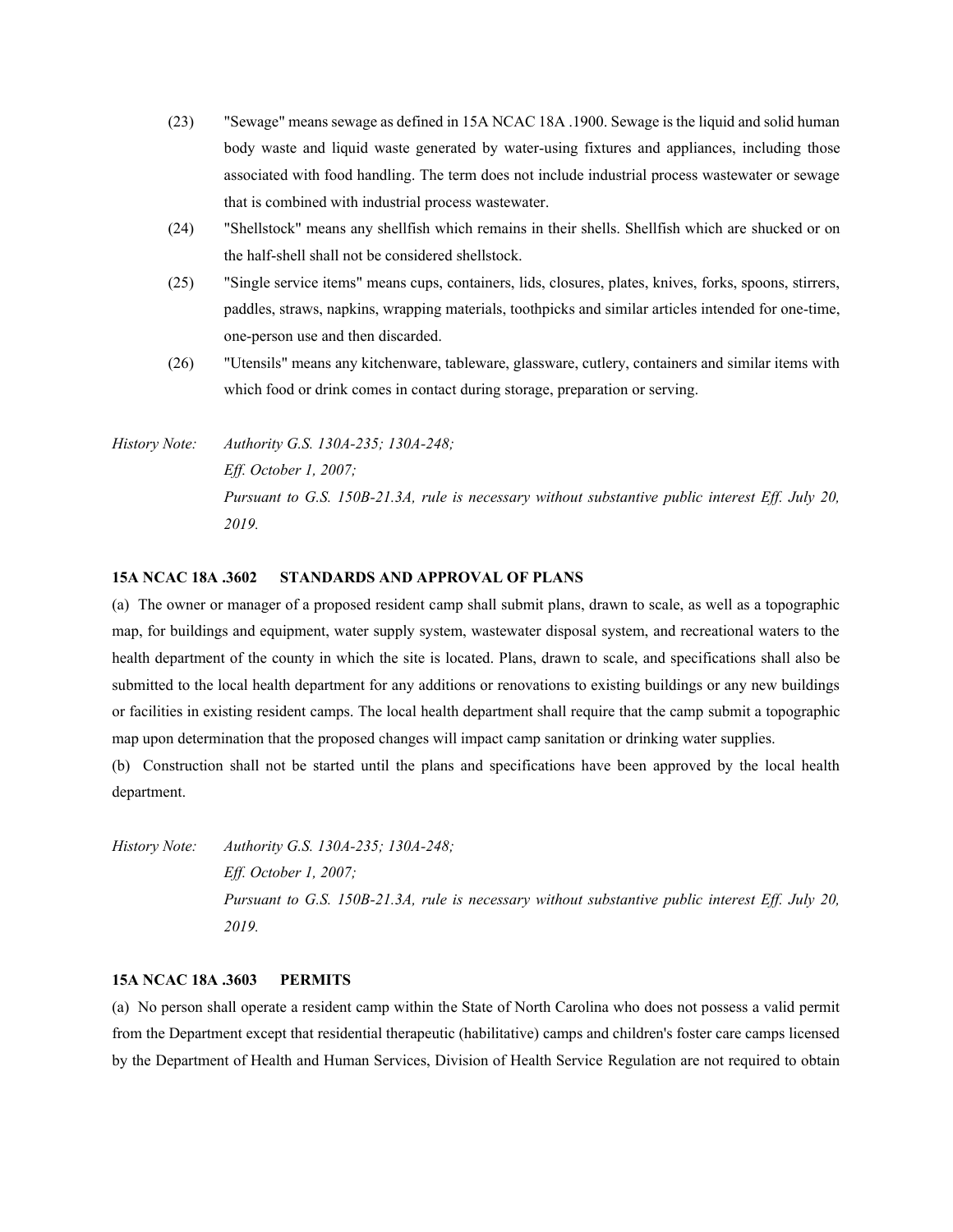(23) "Sewage" means sewage as defined in 15A NCAC 18A .1900. Sewage is the liquid and solid human body waste and liquid waste generated by water-using fixtures and appliances, including those associated with food handling. The term does not include industrial process wastewater or sewage that is combined with industrial process wastewater.

(24) "Shellstock" means any shellfish which remains in their shells. Shellfish which are shucked or on the half-shell shall not be considered shellstock.

(25) "Single service items" means cups, containers, lids, closures, plates, knives, forks, spoons, stirrers, paddles, straws, napkins, wrapping materials, toothpicks and similar articles intended for one-time, one-person use and then discarded.

(26) "Utensils" means any kitchenware, tableware, glassware, cutlery, containers and similar items with which food or drink comes in contact during storage, preparation or serving.

*History Note: Authority G.S. 130A-235; 130A-248;*
*Eff. October 1, 2007;*
*Pursuant to G.S. 150B-21.3A, rule is necessary without substantive public interest Eff. July 20, 2019.*

### 15A NCAC 18A .3602 STANDARDS AND APPROVAL OF PLANS

(a) The owner or manager of a proposed resident camp shall submit plans, drawn to scale, as well as a topographic map, for buildings and equipment, water supply system, wastewater disposal system, and recreational waters to the health department of the county in which the site is located. Plans, drawn to scale, and specifications shall also be submitted to the local health department for any additions or renovations to existing buildings or any new buildings or facilities in existing resident camps. The local health department shall require that the camp submit a topographic map upon determination that the proposed changes will impact camp sanitation or drinking water supplies.

(b) Construction shall not be started until the plans and specifications have been approved by the local health department.

*History Note: Authority G.S. 130A-235; 130A-248;*
*Eff. October 1, 2007;*
*Pursuant to G.S. 150B-21.3A, rule is necessary without substantive public interest Eff. July 20, 2019.*

### 15A NCAC 18A .3603 PERMITS

(a) No person shall operate a resident camp within the State of North Carolina who does not possess a valid permit from the Department except that residential therapeutic (habilitative) camps and children's foster care camps licensed by the Department of Health and Human Services, Division of Health Service Regulation are not required to obtain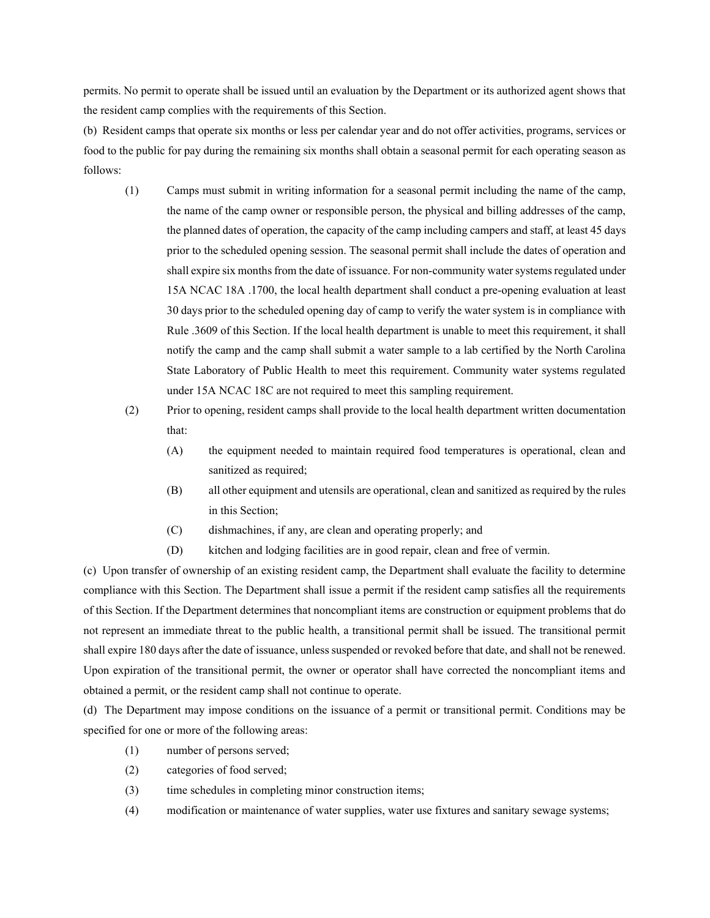permits. No permit to operate shall be issued until an evaluation by the Department or its authorized agent shows that the resident camp complies with the requirements of this Section.

(b) Resident camps that operate six months or less per calendar year and do not offer activities, programs, services or food to the public for pay during the remaining six months shall obtain a seasonal permit for each operating season as follows:

(1) Camps must submit in writing information for a seasonal permit including the name of the camp, the name of the camp owner or responsible person, the physical and billing addresses of the camp, the planned dates of operation, the capacity of the camp including campers and staff, at least 45 days prior to the scheduled opening session. The seasonal permit shall include the dates of operation and shall expire six months from the date of issuance. For non-community water systems regulated under 15A NCAC 18A .1700, the local health department shall conduct a pre-opening evaluation at least 30 days prior to the scheduled opening day of camp to verify the water system is in compliance with Rule .3609 of this Section. If the local health department is unable to meet this requirement, it shall notify the camp and the camp shall submit a water sample to a lab certified by the North Carolina State Laboratory of Public Health to meet this requirement. Community water systems regulated under 15A NCAC 18C are not required to meet this sampling requirement.

(2) Prior to opening, resident camps shall provide to the local health department written documentation that:

(A) the equipment needed to maintain required food temperatures is operational, clean and sanitized as required;

(B) all other equipment and utensils are operational, clean and sanitized as required by the rules in this Section;

(C) dishmachines, if any, are clean and operating properly; and

(D) kitchen and lodging facilities are in good repair, clean and free of vermin.

(c) Upon transfer of ownership of an existing resident camp, the Department shall evaluate the facility to determine compliance with this Section. The Department shall issue a permit if the resident camp satisfies all the requirements of this Section. If the Department determines that noncompliant items are construction or equipment problems that do not represent an immediate threat to the public health, a transitional permit shall be issued. The transitional permit shall expire 180 days after the date of issuance, unless suspended or revoked before that date, and shall not be renewed. Upon expiration of the transitional permit, the owner or operator shall have corrected the noncompliant items and obtained a permit, or the resident camp shall not continue to operate.

(d) The Department may impose conditions on the issuance of a permit or transitional permit. Conditions may be specified for one or more of the following areas:

(1) number of persons served;

(2) categories of food served;

(3) time schedules in completing minor construction items;

(4) modification or maintenance of water supplies, water use fixtures and sanitary sewage systems;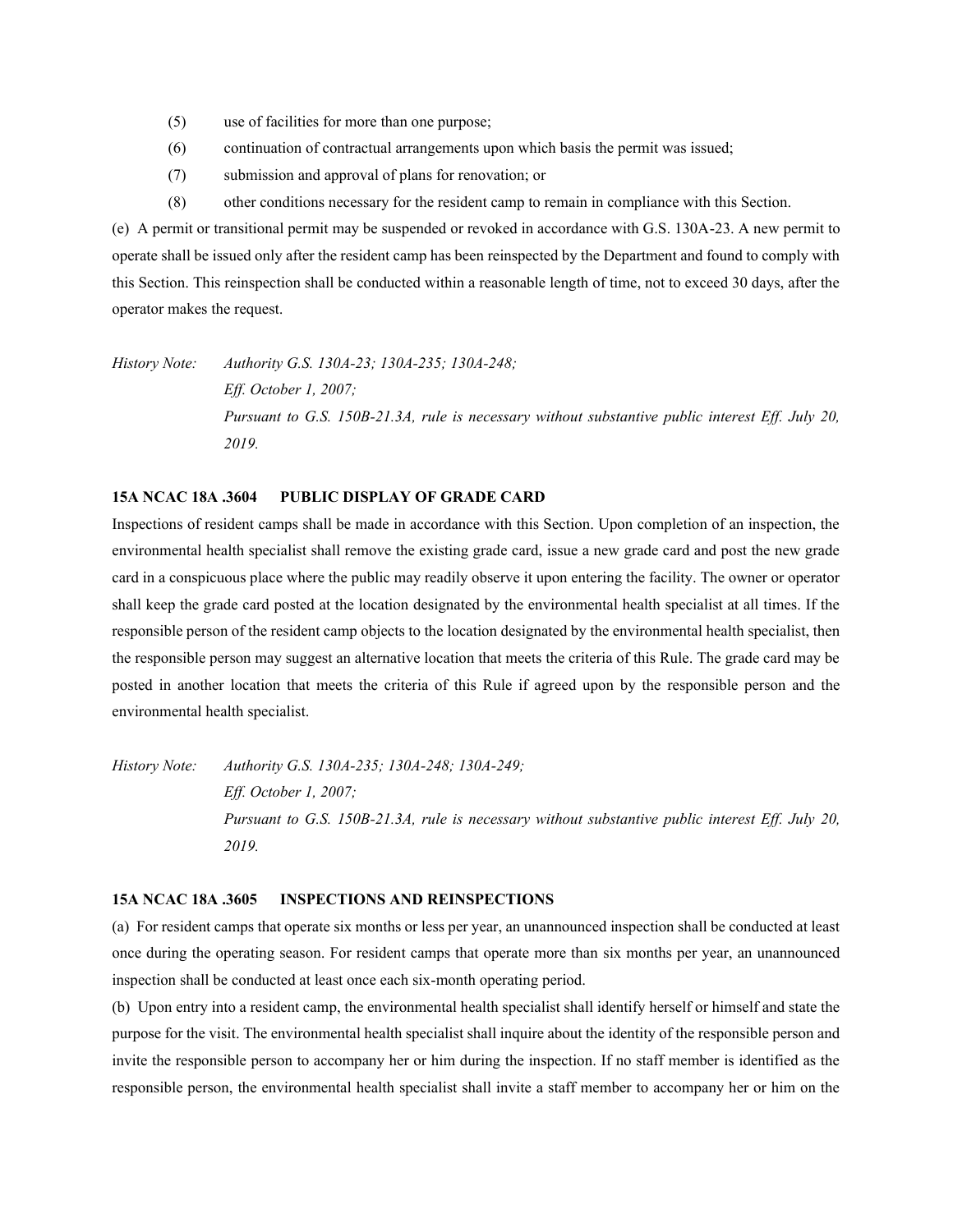(5) use of facilities for more than one purpose;

(6) continuation of contractual arrangements upon which basis the permit was issued;

(7) submission and approval of plans for renovation; or

(8) other conditions necessary for the resident camp to remain in compliance with this Section.

(e) A permit or transitional permit may be suspended or revoked in accordance with G.S. 130A-23. A new permit to operate shall be issued only after the resident camp has been reinspected by the Department and found to comply with this Section. This reinspection shall be conducted within a reasonable length of time, not to exceed 30 days, after the operator makes the request.

*History Note: Authority G.S. 130A-23; 130A-235; 130A-248;*
*Eff. October 1, 2007;*
*Pursuant to G.S. 150B-21.3A, rule is necessary without substantive public interest Eff. July 20, 2019.*

**15A NCAC 18A .3604 PUBLIC DISPLAY OF GRADE CARD**

Inspections of resident camps shall be made in accordance with this Section. Upon completion of an inspection, the environmental health specialist shall remove the existing grade card, issue a new grade card and post the new grade card in a conspicuous place where the public may readily observe it upon entering the facility. The owner or operator shall keep the grade card posted at the location designated by the environmental health specialist at all times. If the responsible person of the resident camp objects to the location designated by the environmental health specialist, then the responsible person may suggest an alternative location that meets the criteria of this Rule. The grade card may be posted in another location that meets the criteria of this Rule if agreed upon by the responsible person and the environmental health specialist.

*History Note: Authority G.S. 130A-235; 130A-248; 130A-249;*
*Eff. October 1, 2007;*
*Pursuant to G.S. 150B-21.3A, rule is necessary without substantive public interest Eff. July 20, 2019.*

**15A NCAC 18A .3605 INSPECTIONS AND REINSPECTIONS**

(a) For resident camps that operate six months or less per year, an unannounced inspection shall be conducted at least once during the operating season. For resident camps that operate more than six months per year, an unannounced inspection shall be conducted at least once each six-month operating period.

(b) Upon entry into a resident camp, the environmental health specialist shall identify herself or himself and state the purpose for the visit. The environmental health specialist shall inquire about the identity of the responsible person and invite the responsible person to accompany her or him during the inspection. If no staff member is identified as the responsible person, the environmental health specialist shall invite a staff member to accompany her or him on the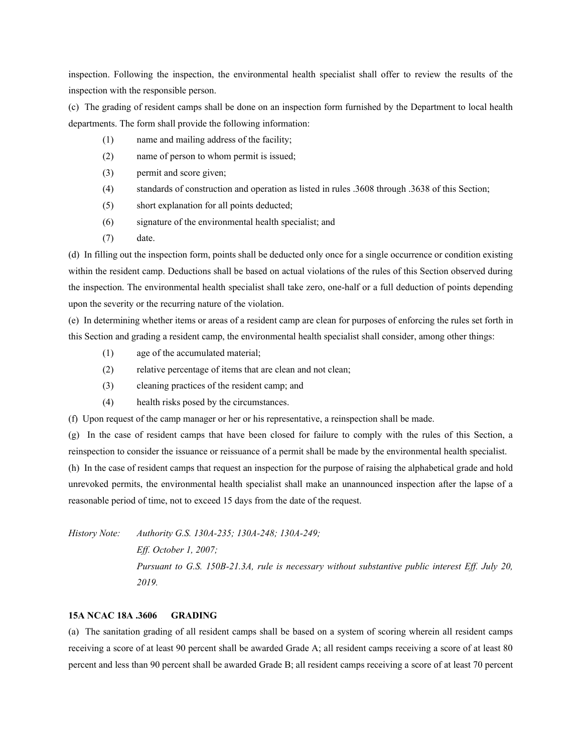inspection. Following the inspection, the environmental health specialist shall offer to review the results of the inspection with the responsible person.

(c) The grading of resident camps shall be done on an inspection form furnished by the Department to local health departments. The form shall provide the following information:

(1) name and mailing address of the facility;

(2) name of person to whom permit is issued;

(3) permit and score given;

(4) standards of construction and operation as listed in rules .3608 through .3638 of this Section;

(5) short explanation for all points deducted;

(6) signature of the environmental health specialist; and

(7) date.

(d) In filling out the inspection form, points shall be deducted only once for a single occurrence or condition existing within the resident camp. Deductions shall be based on actual violations of the rules of this Section observed during the inspection. The environmental health specialist shall take zero, one-half or a full deduction of points depending upon the severity or the recurring nature of the violation.

(e) In determining whether items or areas of a resident camp are clean for purposes of enforcing the rules set forth in this Section and grading a resident camp, the environmental health specialist shall consider, among other things:

(1) age of the accumulated material;

(2) relative percentage of items that are clean and not clean;

(3) cleaning practices of the resident camp; and

(4) health risks posed by the circumstances.

(f) Upon request of the camp manager or her or his representative, a reinspection shall be made.

(g) In the case of resident camps that have been closed for failure to comply with the rules of this Section, a reinspection to consider the issuance or reissuance of a permit shall be made by the environmental health specialist.

(h) In the case of resident camps that request an inspection for the purpose of raising the alphabetical grade and hold unrevoked permits, the environmental health specialist shall make an unannounced inspection after the lapse of a reasonable period of time, not to exceed 15 days from the date of the request.

*History Note: Authority G.S. 130A-235; 130A-248; 130A-249;*
*Eff. October 1, 2007;*
*Pursuant to G.S. 150B-21.3A, rule is necessary without substantive public interest Eff. July 20, 2019.*

**15A NCAC 18A .3606 GRADING**

(a) The sanitation grading of all resident camps shall be based on a system of scoring wherein all resident camps receiving a score of at least 90 percent shall be awarded Grade A; all resident camps receiving a score of at least 80 percent and less than 90 percent shall be awarded Grade B; all resident camps receiving a score of at least 70 percent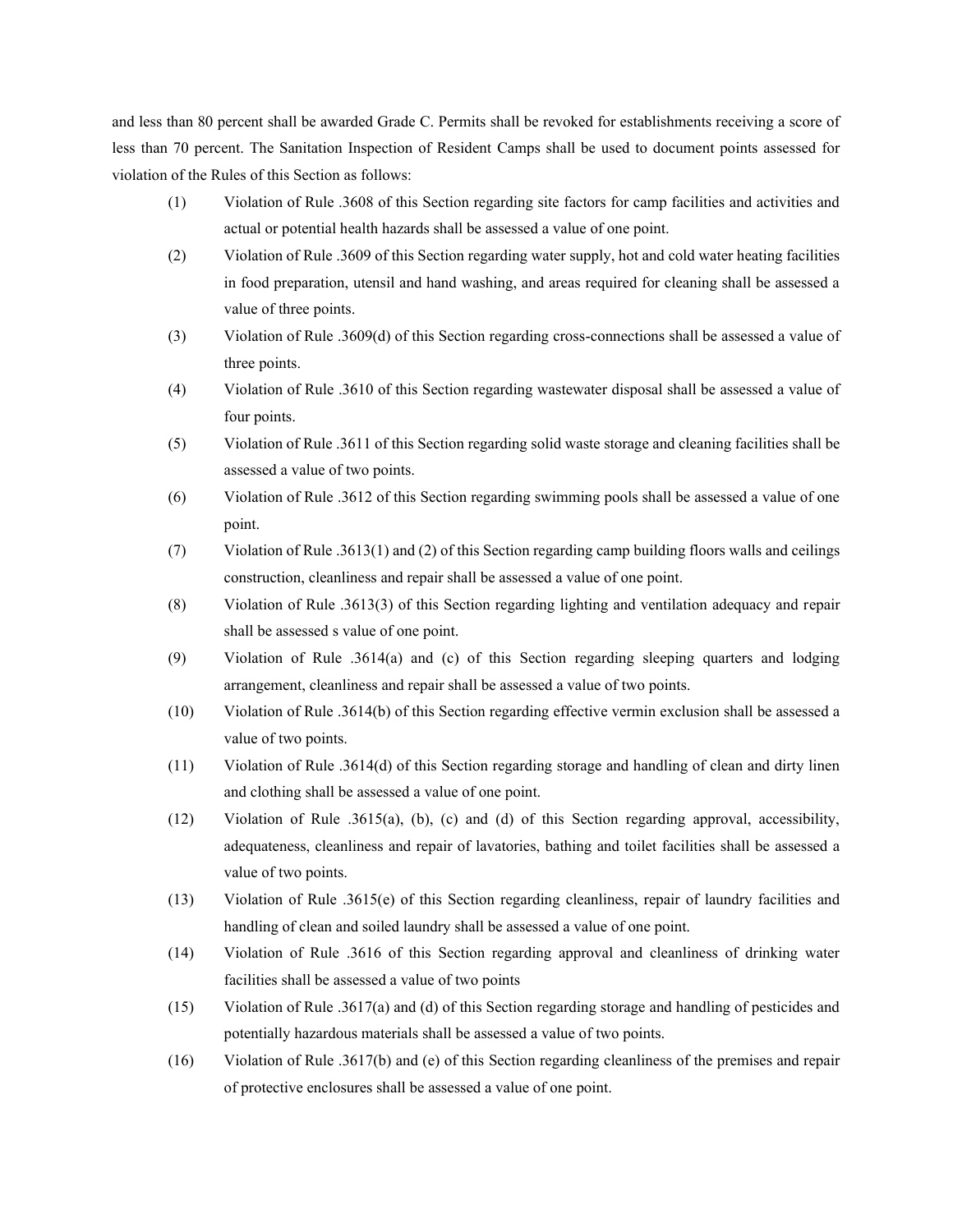and less than 80 percent shall be awarded Grade C. Permits shall be revoked for establishments receiving a score of less than 70 percent. The Sanitation Inspection of Resident Camps shall be used to document points assessed for violation of the Rules of this Section as follows:

(1) Violation of Rule .3608 of this Section regarding site factors for camp facilities and activities and actual or potential health hazards shall be assessed a value of one point.

(2) Violation of Rule .3609 of this Section regarding water supply, hot and cold water heating facilities in food preparation, utensil and hand washing, and areas required for cleaning shall be assessed a value of three points.

(3) Violation of Rule .3609(d) of this Section regarding cross-connections shall be assessed a value of three points.

(4) Violation of Rule .3610 of this Section regarding wastewater disposal shall be assessed a value of four points.

(5) Violation of Rule .3611 of this Section regarding solid waste storage and cleaning facilities shall be assessed a value of two points.

(6) Violation of Rule .3612 of this Section regarding swimming pools shall be assessed a value of one point.

(7) Violation of Rule .3613(1) and (2) of this Section regarding camp building floors walls and ceilings construction, cleanliness and repair shall be assessed a value of one point.

(8) Violation of Rule .3613(3) of this Section regarding lighting and ventilation adequacy and repair shall be assessed s value of one point.

(9) Violation of Rule .3614(a) and (c) of this Section regarding sleeping quarters and lodging arrangement, cleanliness and repair shall be assessed a value of two points.

(10) Violation of Rule .3614(b) of this Section regarding effective vermin exclusion shall be assessed a value of two points.

(11) Violation of Rule .3614(d) of this Section regarding storage and handling of clean and dirty linen and clothing shall be assessed a value of one point.

(12) Violation of Rule .3615(a), (b), (c) and (d) of this Section regarding approval, accessibility, adequateness, cleanliness and repair of lavatories, bathing and toilet facilities shall be assessed a value of two points.

(13) Violation of Rule .3615(e) of this Section regarding cleanliness, repair of laundry facilities and handling of clean and soiled laundry shall be assessed a value of one point.

(14) Violation of Rule .3616 of this Section regarding approval and cleanliness of drinking water facilities shall be assessed a value of two points

(15) Violation of Rule .3617(a) and (d) of this Section regarding storage and handling of pesticides and potentially hazardous materials shall be assessed a value of two points.

(16) Violation of Rule .3617(b) and (e) of this Section regarding cleanliness of the premises and repair of protective enclosures shall be assessed a value of one point.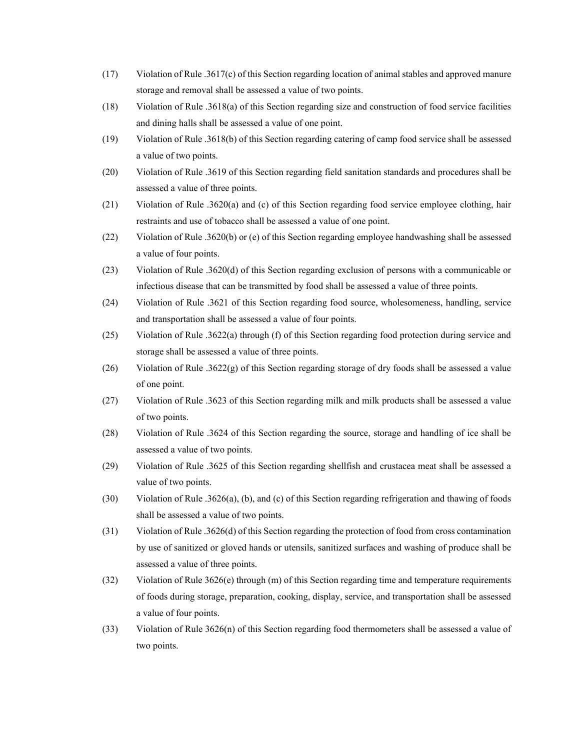(17) Violation of Rule .3617(c) of this Section regarding location of animal stables and approved manure storage and removal shall be assessed a value of two points.

(18) Violation of Rule .3618(a) of this Section regarding size and construction of food service facilities and dining halls shall be assessed a value of one point.

(19) Violation of Rule .3618(b) of this Section regarding catering of camp food service shall be assessed a value of two points.

(20) Violation of Rule .3619 of this Section regarding field sanitation standards and procedures shall be assessed a value of three points.

(21) Violation of Rule .3620(a) and (c) of this Section regarding food service employee clothing, hair restraints and use of tobacco shall be assessed a value of one point.

(22) Violation of Rule .3620(b) or (e) of this Section regarding employee handwashing shall be assessed a value of four points.

(23) Violation of Rule .3620(d) of this Section regarding exclusion of persons with a communicable or infectious disease that can be transmitted by food shall be assessed a value of three points.

(24) Violation of Rule .3621 of this Section regarding food source, wholesomeness, handling, service and transportation shall be assessed a value of four points.

(25) Violation of Rule .3622(a) through (f) of this Section regarding food protection during service and storage shall be assessed a value of three points.

(26) Violation of Rule .3622(g) of this Section regarding storage of dry foods shall be assessed a value of one point.

(27) Violation of Rule .3623 of this Section regarding milk and milk products shall be assessed a value of two points.

(28) Violation of Rule .3624 of this Section regarding the source, storage and handling of ice shall be assessed a value of two points.

(29) Violation of Rule .3625 of this Section regarding shellfish and crustacea meat shall be assessed a value of two points.

(30) Violation of Rule .3626(a), (b), and (c) of this Section regarding refrigeration and thawing of foods shall be assessed a value of two points.

(31) Violation of Rule .3626(d) of this Section regarding the protection of food from cross contamination by use of sanitized or gloved hands or utensils, sanitized surfaces and washing of produce shall be assessed a value of three points.

(32) Violation of Rule 3626(e) through (m) of this Section regarding time and temperature requirements of foods during storage, preparation, cooking, display, service, and transportation shall be assessed a value of four points.

(33) Violation of Rule 3626(n) of this Section regarding food thermometers shall be assessed a value of two points.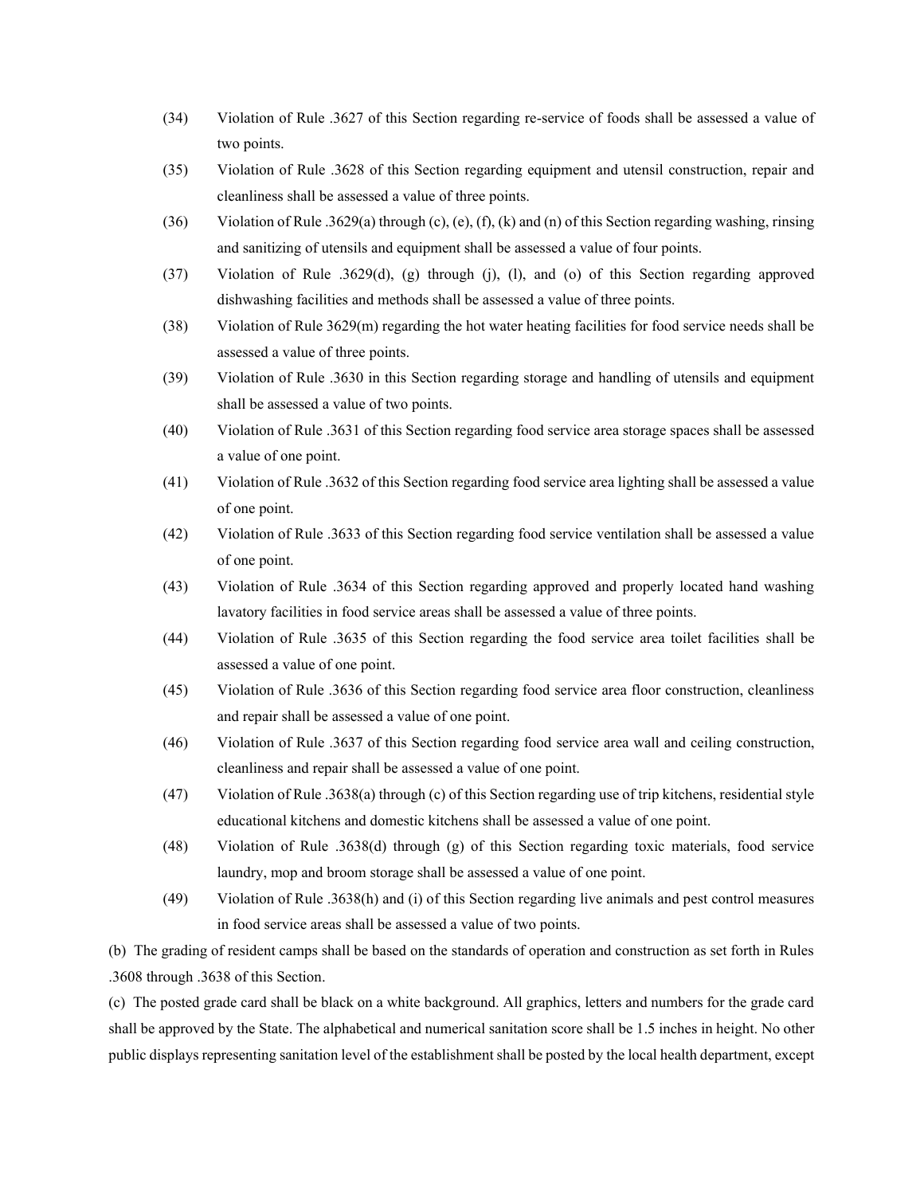(34) Violation of Rule .3627 of this Section regarding re-service of foods shall be assessed a value of two points.

(35) Violation of Rule .3628 of this Section regarding equipment and utensil construction, repair and cleanliness shall be assessed a value of three points.

(36) Violation of Rule .3629(a) through (c), (e), (f), (k) and (n) of this Section regarding washing, rinsing and sanitizing of utensils and equipment shall be assessed a value of four points.

(37) Violation of Rule .3629(d), (g) through (j), (l), and (o) of this Section regarding approved dishwashing facilities and methods shall be assessed a value of three points.

(38) Violation of Rule 3629(m) regarding the hot water heating facilities for food service needs shall be assessed a value of three points.

(39) Violation of Rule .3630 in this Section regarding storage and handling of utensils and equipment shall be assessed a value of two points.

(40) Violation of Rule .3631 of this Section regarding food service area storage spaces shall be assessed a value of one point.

(41) Violation of Rule .3632 of this Section regarding food service area lighting shall be assessed a value of one point.

(42) Violation of Rule .3633 of this Section regarding food service ventilation shall be assessed a value of one point.

(43) Violation of Rule .3634 of this Section regarding approved and properly located hand washing lavatory facilities in food service areas shall be assessed a value of three points.

(44) Violation of Rule .3635 of this Section regarding the food service area toilet facilities shall be assessed a value of one point.

(45) Violation of Rule .3636 of this Section regarding food service area floor construction, cleanliness and repair shall be assessed a value of one point.

(46) Violation of Rule .3637 of this Section regarding food service area wall and ceiling construction, cleanliness and repair shall be assessed a value of one point.

(47) Violation of Rule .3638(a) through (c) of this Section regarding use of trip kitchens, residential style educational kitchens and domestic kitchens shall be assessed a value of one point.

(48) Violation of Rule .3638(d) through (g) of this Section regarding toxic materials, food service laundry, mop and broom storage shall be assessed a value of one point.

(49) Violation of Rule .3638(h) and (i) of this Section regarding live animals and pest control measures in food service areas shall be assessed a value of two points.

(b) The grading of resident camps shall be based on the standards of operation and construction as set forth in Rules .3608 through .3638 of this Section.

(c) The posted grade card shall be black on a white background. All graphics, letters and numbers for the grade card shall be approved by the State. The alphabetical and numerical sanitation score shall be 1.5 inches in height. No other public displays representing sanitation level of the establishment shall be posted by the local health department, except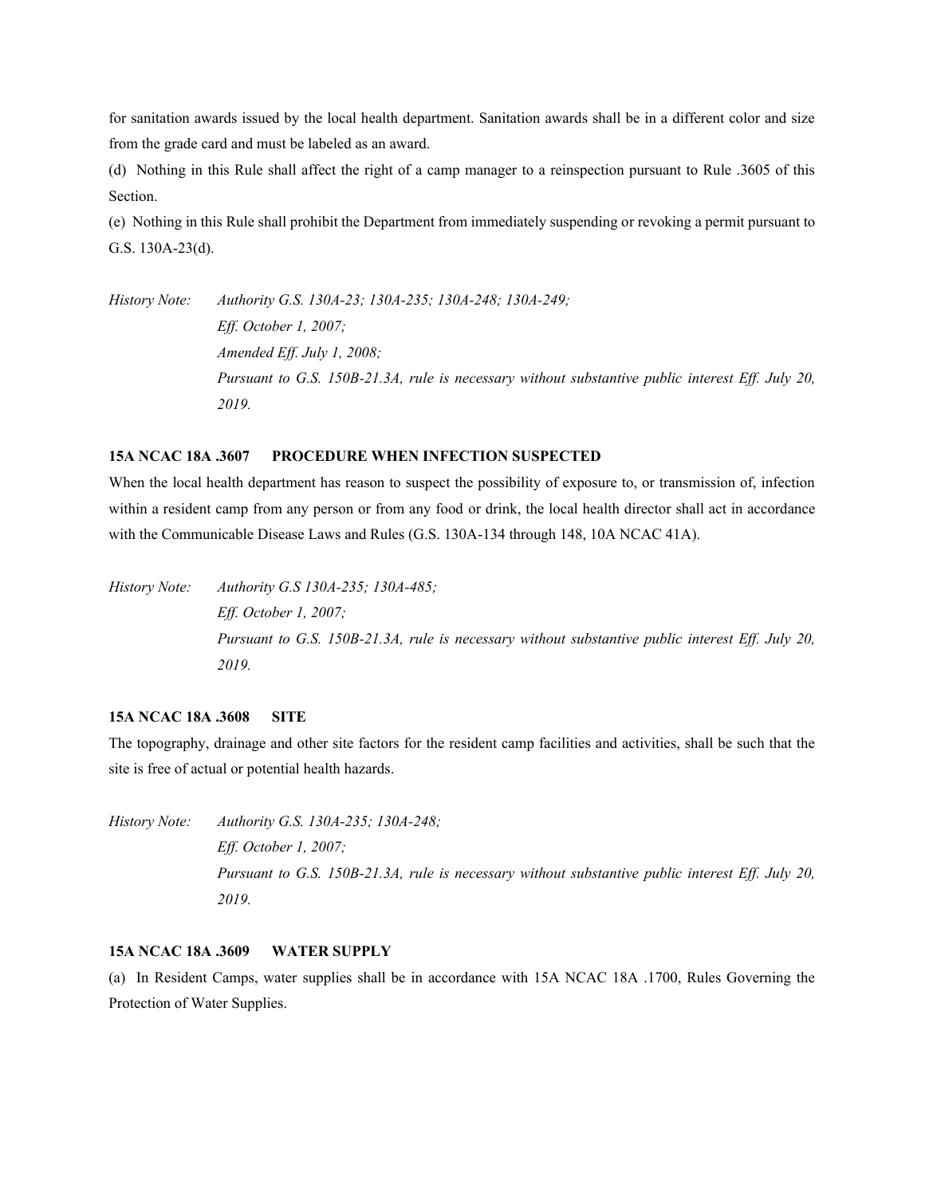for sanitation awards issued by the local health department. Sanitation awards shall be in a different color and size from the grade card and must be labeled as an award.

(d) Nothing in this Rule shall affect the right of a camp manager to a reinspection pursuant to Rule .3605 of this Section.

(e) Nothing in this Rule shall prohibit the Department from immediately suspending or revoking a permit pursuant to G.S. 130A-23(d).

*History Note: Authority G.S. 130A-23; 130A-235; 130A-248; 130A-249;*
*Eff. October 1, 2007;*
*Amended Eff. July 1, 2008;*
*Pursuant to G.S. 150B-21.3A, rule is necessary without substantive public interest Eff. July 20, 2019.*

**15A NCAC 18A .3607 PROCEDURE WHEN INFECTION SUSPECTED**

When the local health department has reason to suspect the possibility of exposure to, or transmission of, infection within a resident camp from any person or from any food or drink, the local health director shall act in accordance with the Communicable Disease Laws and Rules (G.S. 130A-134 through 148, 10A NCAC 41A).

*History Note: Authority G.S 130A-235; 130A-485;*
*Eff. October 1, 2007;*
*Pursuant to G.S. 150B-21.3A, rule is necessary without substantive public interest Eff. July 20, 2019.*

**15A NCAC 18A .3608 SITE**

The topography, drainage and other site factors for the resident camp facilities and activities, shall be such that the site is free of actual or potential health hazards.

*History Note: Authority G.S. 130A-235; 130A-248;*
*Eff. October 1, 2007;*
*Pursuant to G.S. 150B-21.3A, rule is necessary without substantive public interest Eff. July 20, 2019.*

**15A NCAC 18A .3609 WATER SUPPLY**

(a) In Resident Camps, water supplies shall be in accordance with 15A NCAC 18A .1700, Rules Governing the Protection of Water Supplies.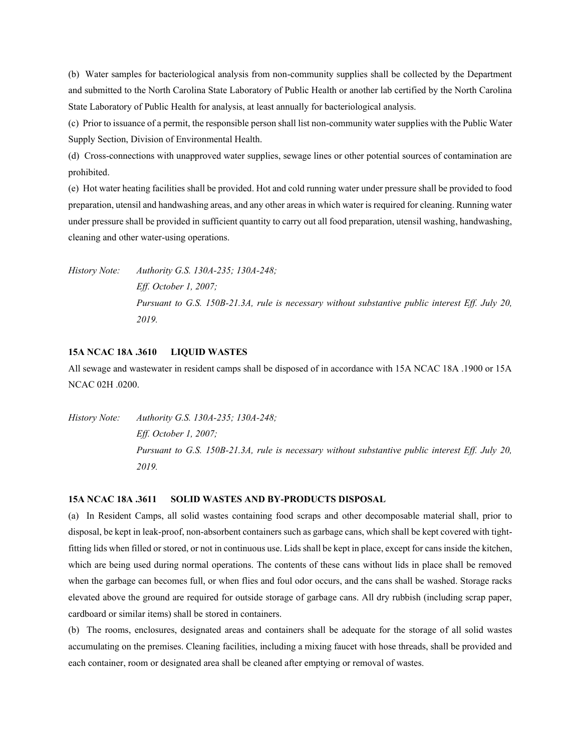(b) Water samples for bacteriological analysis from non-community supplies shall be collected by the Department and submitted to the North Carolina State Laboratory of Public Health or another lab certified by the North Carolina State Laboratory of Public Health for analysis, at least annually for bacteriological analysis.

(c) Prior to issuance of a permit, the responsible person shall list non-community water supplies with the Public Water Supply Section, Division of Environmental Health.

(d) Cross-connections with unapproved water supplies, sewage lines or other potential sources of contamination are prohibited.

(e) Hot water heating facilities shall be provided. Hot and cold running water under pressure shall be provided to food preparation, utensil and handwashing areas, and any other areas in which water is required for cleaning. Running water under pressure shall be provided in sufficient quantity to carry out all food preparation, utensil washing, handwashing, cleaning and other water-using operations.

*History Note: Authority G.S. 130A-235; 130A-248;*
*Eff. October 1, 2007;*
*Pursuant to G.S. 150B-21.3A, rule is necessary without substantive public interest Eff. July 20, 2019.*

**15A NCAC 18A .3610 LIQUID WASTES**

All sewage and wastewater in resident camps shall be disposed of in accordance with 15A NCAC 18A .1900 or 15A NCAC 02H .0200.

*History Note: Authority G.S. 130A-235; 130A-248;*
*Eff. October 1, 2007;*
*Pursuant to G.S. 150B-21.3A, rule is necessary without substantive public interest Eff. July 20, 2019.*

**15A NCAC 18A .3611 SOLID WASTES AND BY-PRODUCTS DISPOSAL**

(a) In Resident Camps, all solid wastes containing food scraps and other decomposable material shall, prior to disposal, be kept in leak-proof, non-absorbent containers such as garbage cans, which shall be kept covered with tight-fitting lids when filled or stored, or not in continuous use. Lids shall be kept in place, except for cans inside the kitchen, which are being used during normal operations. The contents of these cans without lids in place shall be removed when the garbage can becomes full, or when flies and foul odor occurs, and the cans shall be washed. Storage racks elevated above the ground are required for outside storage of garbage cans. All dry rubbish (including scrap paper, cardboard or similar items) shall be stored in containers.

(b) The rooms, enclosures, designated areas and containers shall be adequate for the storage of all solid wastes accumulating on the premises. Cleaning facilities, including a mixing faucet with hose threads, shall be provided and each container, room or designated area shall be cleaned after emptying or removal of wastes.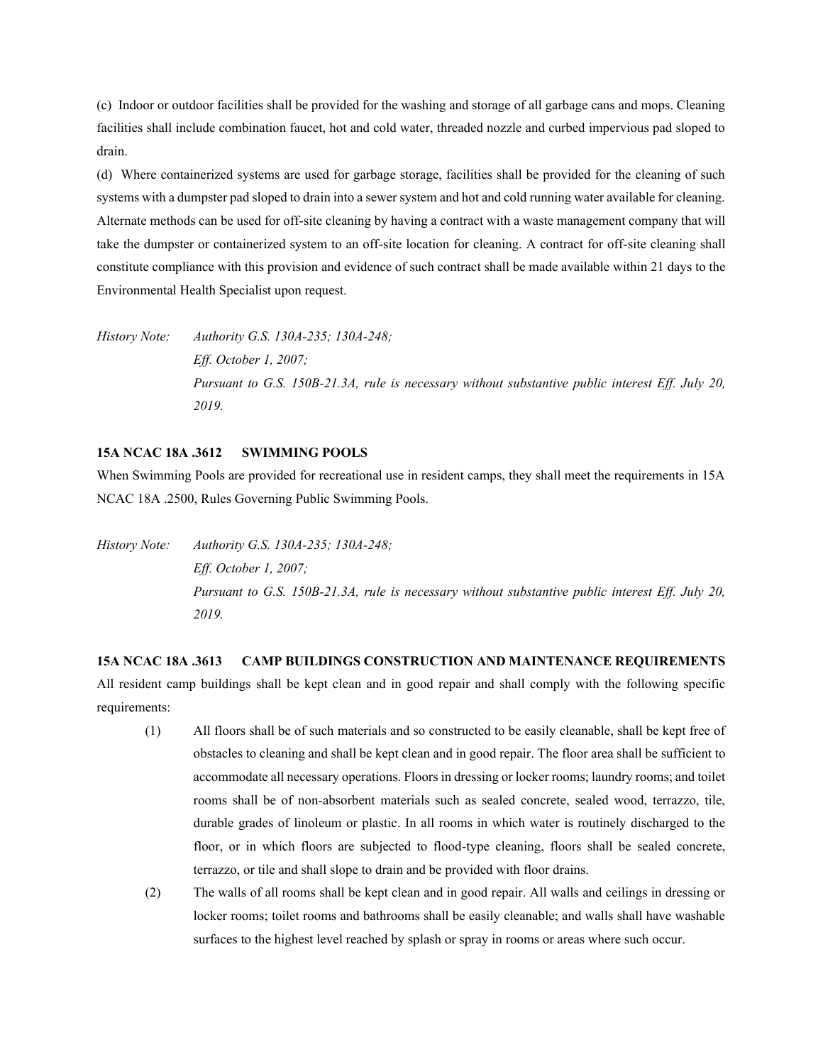(c) Indoor or outdoor facilities shall be provided for the washing and storage of all garbage cans and mops. Cleaning facilities shall include combination faucet, hot and cold water, threaded nozzle and curbed impervious pad sloped to drain.

(d) Where containerized systems are used for garbage storage, facilities shall be provided for the cleaning of such systems with a dumpster pad sloped to drain into a sewer system and hot and cold running water available for cleaning. Alternate methods can be used for off-site cleaning by having a contract with a waste management company that will take the dumpster or containerized system to an off-site location for cleaning. A contract for off-site cleaning shall constitute compliance with this provision and evidence of such contract shall be made available within 21 days to the Environmental Health Specialist upon request.

*History Note: Authority G.S. 130A-235; 130A-248;*
*Eff. October 1, 2007;*
*Pursuant to G.S. 150B-21.3A, rule is necessary without substantive public interest Eff. July 20, 2019.*

## 15A NCAC 18A .3612 SWIMMING POOLS

When Swimming Pools are provided for recreational use in resident camps, they shall meet the requirements in 15A NCAC 18A .2500, Rules Governing Public Swimming Pools.

*History Note: Authority G.S. 130A-235; 130A-248;*
*Eff. October 1, 2007;*
*Pursuant to G.S. 150B-21.3A, rule is necessary without substantive public interest Eff. July 20, 2019.*

## 15A NCAC 18A .3613 CAMP BUILDINGS CONSTRUCTION AND MAINTENANCE REQUIREMENTS

All resident camp buildings shall be kept clean and in good repair and shall comply with the following specific requirements:

(1) All floors shall be of such materials and so constructed to be easily cleanable, shall be kept free of obstacles to cleaning and shall be kept clean and in good repair. The floor area shall be sufficient to accommodate all necessary operations. Floors in dressing or locker rooms; laundry rooms; and toilet rooms shall be of non-absorbent materials such as sealed concrete, sealed wood, terrazzo, tile, durable grades of linoleum or plastic. In all rooms in which water is routinely discharged to the floor, or in which floors are subjected to flood-type cleaning, floors shall be sealed concrete, terrazzo, or tile and shall slope to drain and be provided with floor drains.

(2) The walls of all rooms shall be kept clean and in good repair. All walls and ceilings in dressing or locker rooms; toilet rooms and bathrooms shall be easily cleanable; and walls shall have washable surfaces to the highest level reached by splash or spray in rooms or areas where such occur.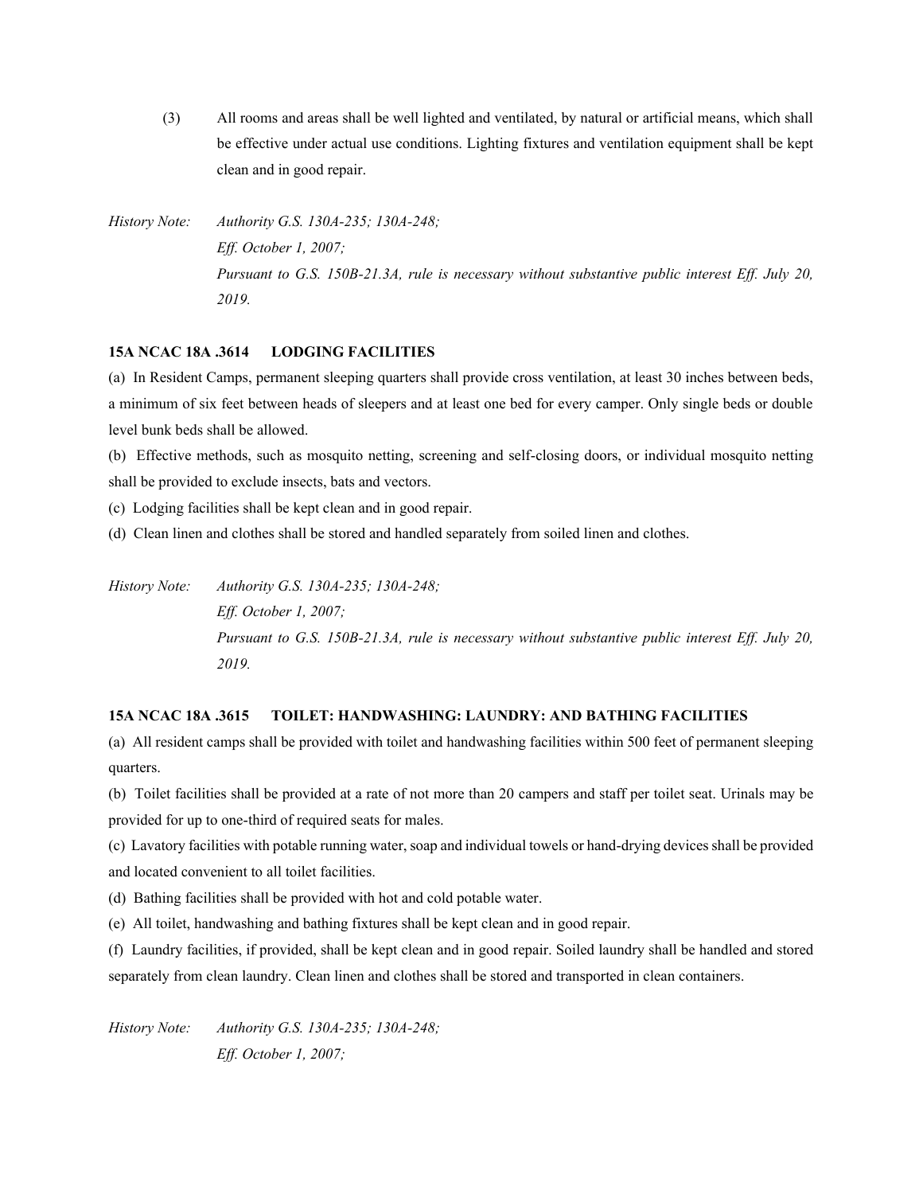(3) All rooms and areas shall be well lighted and ventilated, by natural or artificial means, which shall be effective under actual use conditions. Lighting fixtures and ventilation equipment shall be kept clean and in good repair.

*History Note: Authority G.S. 130A-235; 130A-248;*
*Eff. October 1, 2007;*
*Pursuant to G.S. 150B-21.3A, rule is necessary without substantive public interest Eff. July 20, 2019.*

**15A NCAC 18A .3614 LODGING FACILITIES**

(a) In Resident Camps, permanent sleeping quarters shall provide cross ventilation, at least 30 inches between beds, a minimum of six feet between heads of sleepers and at least one bed for every camper. Only single beds or double level bunk beds shall be allowed.

(b) Effective methods, such as mosquito netting, screening and self-closing doors, or individual mosquito netting shall be provided to exclude insects, bats and vectors.

(c) Lodging facilities shall be kept clean and in good repair.

(d) Clean linen and clothes shall be stored and handled separately from soiled linen and clothes.

*History Note: Authority G.S. 130A-235; 130A-248;*
*Eff. October 1, 2007;*
*Pursuant to G.S. 150B-21.3A, rule is necessary without substantive public interest Eff. July 20, 2019.*

**15A NCAC 18A .3615 TOILET: HANDWASHING: LAUNDRY: AND BATHING FACILITIES**

(a) All resident camps shall be provided with toilet and handwashing facilities within 500 feet of permanent sleeping quarters.

(b) Toilet facilities shall be provided at a rate of not more than 20 campers and staff per toilet seat. Urinals may be provided for up to one-third of required seats for males.

(c) Lavatory facilities with potable running water, soap and individual towels or hand-drying devices shall be provided and located convenient to all toilet facilities.

(d) Bathing facilities shall be provided with hot and cold potable water.

(e) All toilet, handwashing and bathing fixtures shall be kept clean and in good repair.

(f) Laundry facilities, if provided, shall be kept clean and in good repair. Soiled laundry shall be handled and stored separately from clean laundry. Clean linen and clothes shall be stored and transported in clean containers.

*History Note: Authority G.S. 130A-235; 130A-248;*
*Eff. October 1, 2007;*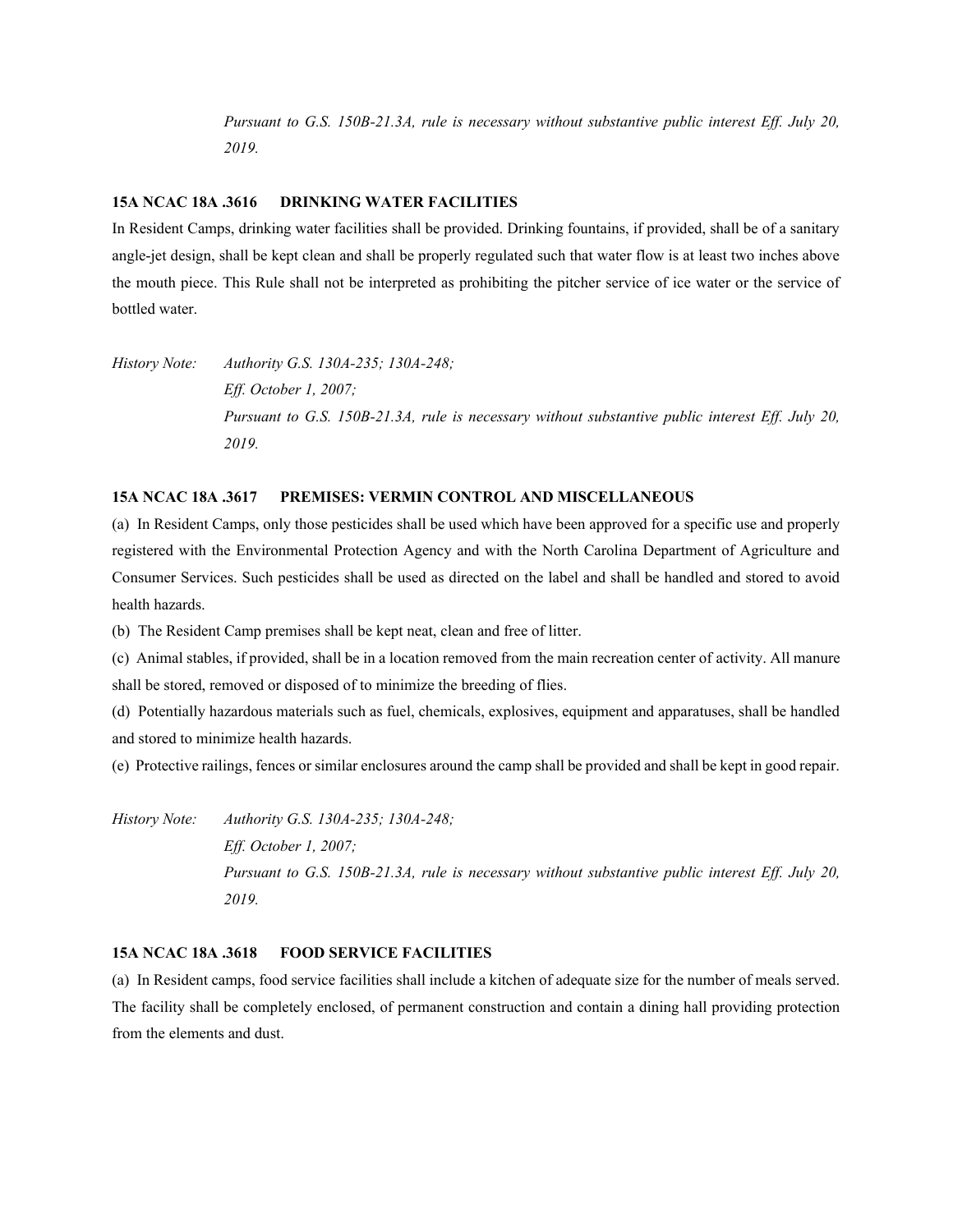*Pursuant to G.S. 150B-21.3A, rule is necessary without substantive public interest Eff. July 20, 2019.*

**15A NCAC 18A .3616 DRINKING WATER FACILITIES**

In Resident Camps, drinking water facilities shall be provided. Drinking fountains, if provided, shall be of a sanitary angle-jet design, shall be kept clean and shall be properly regulated such that water flow is at least two inches above the mouth piece. This Rule shall not be interpreted as prohibiting the pitcher service of ice water or the service of bottled water.

*History Note: Authority G.S. 130A-235; 130A-248;*
*Eff. October 1, 2007;*
*Pursuant to G.S. 150B-21.3A, rule is necessary without substantive public interest Eff. July 20, 2019.*

**15A NCAC 18A .3617 PREMISES: VERMIN CONTROL AND MISCELLANEOUS**

(a) In Resident Camps, only those pesticides shall be used which have been approved for a specific use and properly registered with the Environmental Protection Agency and with the North Carolina Department of Agriculture and Consumer Services. Such pesticides shall be used as directed on the label and shall be handled and stored to avoid health hazards.

(b) The Resident Camp premises shall be kept neat, clean and free of litter.

(c) Animal stables, if provided, shall be in a location removed from the main recreation center of activity. All manure shall be stored, removed or disposed of to minimize the breeding of flies.

(d) Potentially hazardous materials such as fuel, chemicals, explosives, equipment and apparatuses, shall be handled and stored to minimize health hazards.

(e) Protective railings, fences or similar enclosures around the camp shall be provided and shall be kept in good repair.

*History Note: Authority G.S. 130A-235; 130A-248;*
*Eff. October 1, 2007;*
*Pursuant to G.S. 150B-21.3A, rule is necessary without substantive public interest Eff. July 20, 2019.*

**15A NCAC 18A .3618 FOOD SERVICE FACILITIES**

(a) In Resident camps, food service facilities shall include a kitchen of adequate size for the number of meals served. The facility shall be completely enclosed, of permanent construction and contain a dining hall providing protection from the elements and dust.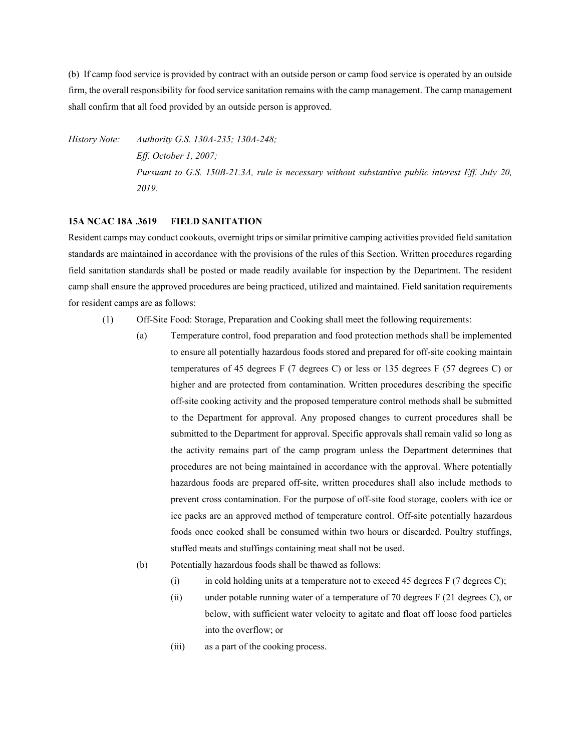(b) If camp food service is provided by contract with an outside person or camp food service is operated by an outside firm, the overall responsibility for food service sanitation remains with the camp management. The camp management shall confirm that all food provided by an outside person is approved.

*History Note: Authority G.S. 130A-235; 130A-248;*
*Eff. October 1, 2007;*
*Pursuant to G.S. 150B-21.3A, rule is necessary without substantive public interest Eff. July 20, 2019.*

**15A NCAC 18A .3619 FIELD SANITATION**

Resident camps may conduct cookouts, overnight trips or similar primitive camping activities provided field sanitation standards are maintained in accordance with the provisions of the rules of this Section. Written procedures regarding field sanitation standards shall be posted or made readily available for inspection by the Department. The resident camp shall ensure the approved procedures are being practiced, utilized and maintained. Field sanitation requirements for resident camps are as follows:

- (1) Off-Site Food: Storage, Preparation and Cooking shall meet the following requirements:
  - (a) Temperature control, food preparation and food protection methods shall be implemented to ensure all potentially hazardous foods stored and prepared for off-site cooking maintain temperatures of 45 degrees F (7 degrees C) or less or 135 degrees F (57 degrees C) or higher and are protected from contamination. Written procedures describing the specific off-site cooking activity and the proposed temperature control methods shall be submitted to the Department for approval. Any proposed changes to current procedures shall be submitted to the Department for approval. Specific approvals shall remain valid so long as the activity remains part of the camp program unless the Department determines that procedures are not being maintained in accordance with the approval. Where potentially hazardous foods are prepared off-site, written procedures shall also include methods to prevent cross contamination. For the purpose of off-site food storage, coolers with ice or ice packs are an approved method of temperature control. Off-site potentially hazardous foods once cooked shall be consumed within two hours or discarded. Poultry stuffings, stuffed meats and stuffings containing meat shall not be used.
  - (b) Potentially hazardous foods shall be thawed as follows:
    - (i) in cold holding units at a temperature not to exceed 45 degrees F (7 degrees C);
    - (ii) under potable running water of a temperature of 70 degrees F (21 degrees C), or below, with sufficient water velocity to agitate and float off loose food particles into the overflow; or
    - (iii) as a part of the cooking process.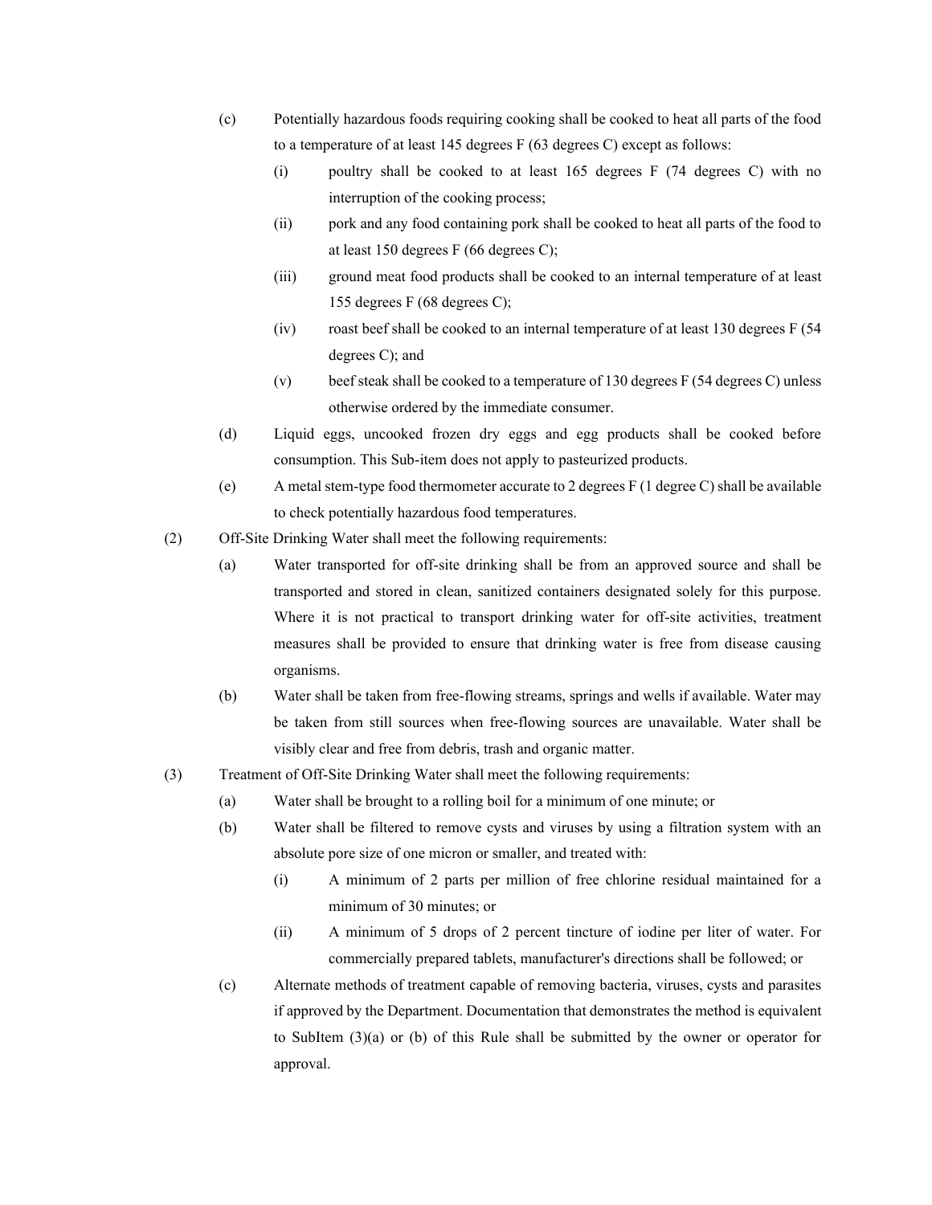(c) Potentially hazardous foods requiring cooking shall be cooked to heat all parts of the food to a temperature of at least 145 degrees F (63 degrees C) except as follows:

  (i) poultry shall be cooked to at least 165 degrees F (74 degrees C) with no interruption of the cooking process;

  (ii) pork and any food containing pork shall be cooked to heat all parts of the food to at least 150 degrees F (66 degrees C);

  (iii) ground meat food products shall be cooked to an internal temperature of at least 155 degrees F (68 degrees C);

  (iv) roast beef shall be cooked to an internal temperature of at least 130 degrees F (54 degrees C); and

  (v) beef steak shall be cooked to a temperature of 130 degrees F (54 degrees C) unless otherwise ordered by the immediate consumer.

(d) Liquid eggs, uncooked frozen dry eggs and egg products shall be cooked before consumption. This Sub-item does not apply to pasteurized products.

(e) A metal stem-type food thermometer accurate to 2 degrees F (1 degree C) shall be available to check potentially hazardous food temperatures.

(2) Off-Site Drinking Water shall meet the following requirements:

(a) Water transported for off-site drinking shall be from an approved source and shall be transported and stored in clean, sanitized containers designated solely for this purpose. Where it is not practical to transport drinking water for off-site activities, treatment measures shall be provided to ensure that drinking water is free from disease causing organisms.

(b) Water shall be taken from free-flowing streams, springs and wells if available. Water may be taken from still sources when free-flowing sources are unavailable. Water shall be visibly clear and free from debris, trash and organic matter.

(3) Treatment of Off-Site Drinking Water shall meet the following requirements:

(a) Water shall be brought to a rolling boil for a minimum of one minute; or

(b) Water shall be filtered to remove cysts and viruses by using a filtration system with an absolute pore size of one micron or smaller, and treated with:

  (i) A minimum of 2 parts per million of free chlorine residual maintained for a minimum of 30 minutes; or

  (ii) A minimum of 5 drops of 2 percent tincture of iodine per liter of water. For commercially prepared tablets, manufacturer's directions shall be followed; or

(c) Alternate methods of treatment capable of removing bacteria, viruses, cysts and parasites if approved by the Department. Documentation that demonstrates the method is equivalent to SubItem (3)(a) or (b) of this Rule shall be submitted by the owner or operator for approval.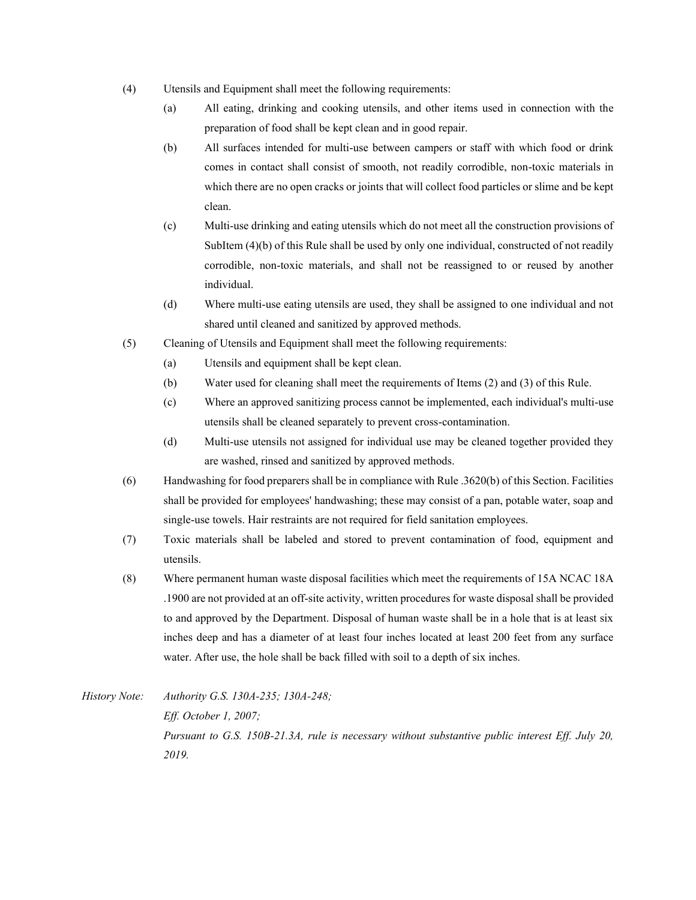(4) Utensils and Equipment shall meet the following requirements:

   (a) All eating, drinking and cooking utensils, and other items used in connection with the preparation of food shall be kept clean and in good repair.

   (b) All surfaces intended for multi-use between campers or staff with which food or drink comes in contact shall consist of smooth, not readily corrodible, non-toxic materials in which there are no open cracks or joints that will collect food particles or slime and be kept clean.

   (c) Multi-use drinking and eating utensils which do not meet all the construction provisions of SubItem (4)(b) of this Rule shall be used by only one individual, constructed of not readily corrodible, non-toxic materials, and shall not be reassigned to or reused by another individual.

   (d) Where multi-use eating utensils are used, they shall be assigned to one individual and not shared until cleaned and sanitized by approved methods.

(5) Cleaning of Utensils and Equipment shall meet the following requirements:

   (a) Utensils and equipment shall be kept clean.

   (b) Water used for cleaning shall meet the requirements of Items (2) and (3) of this Rule.

   (c) Where an approved sanitizing process cannot be implemented, each individual's multi-use utensils shall be cleaned separately to prevent cross-contamination.

   (d) Multi-use utensils not assigned for individual use may be cleaned together provided they are washed, rinsed and sanitized by approved methods.

(6) Handwashing for food preparers shall be in compliance with Rule .3620(b) of this Section. Facilities shall be provided for employees' handwashing; these may consist of a pan, potable water, soap and single-use towels. Hair restraints are not required for field sanitation employees.

(7) Toxic materials shall be labeled and stored to prevent contamination of food, equipment and utensils.

(8) Where permanent human waste disposal facilities which meet the requirements of 15A NCAC 18A .1900 are not provided at an off-site activity, written procedures for waste disposal shall be provided to and approved by the Department. Disposal of human waste shall be in a hole that is at least six inches deep and has a diameter of at least four inches located at least 200 feet from any surface water. After use, the hole shall be back filled with soil to a depth of six inches.

*History Note: Authority G.S. 130A-235; 130A-248;*
*Eff. October 1, 2007;*
*Pursuant to G.S. 150B-21.3A, rule is necessary without substantive public interest Eff. July 20, 2019.*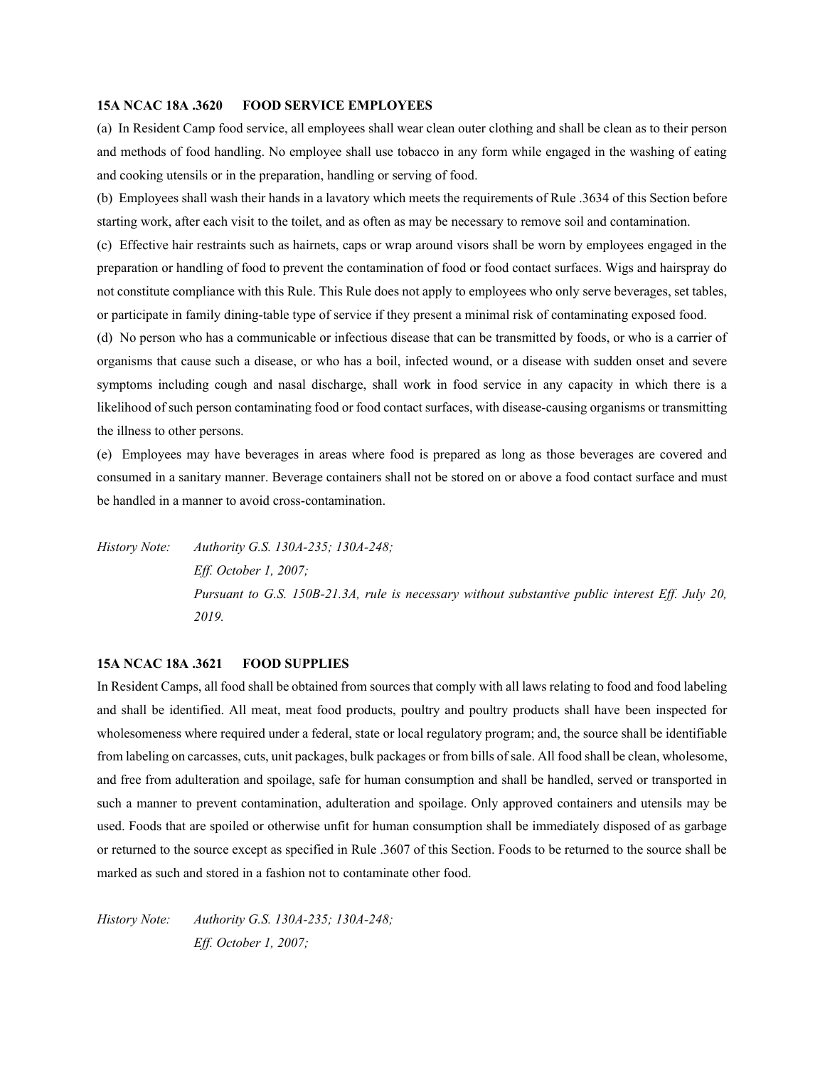**15A NCAC 18A .3620 FOOD SERVICE EMPLOYEES**

(a) In Resident Camp food service, all employees shall wear clean outer clothing and shall be clean as to their person and methods of food handling. No employee shall use tobacco in any form while engaged in the washing of eating and cooking utensils or in the preparation, handling or serving of food.

(b) Employees shall wash their hands in a lavatory which meets the requirements of Rule .3634 of this Section before starting work, after each visit to the toilet, and as often as may be necessary to remove soil and contamination.

(c) Effective hair restraints such as hairnets, caps or wrap around visors shall be worn by employees engaged in the preparation or handling of food to prevent the contamination of food or food contact surfaces. Wigs and hairspray do not constitute compliance with this Rule. This Rule does not apply to employees who only serve beverages, set tables, or participate in family dining-table type of service if they present a minimal risk of contaminating exposed food.

(d) No person who has a communicable or infectious disease that can be transmitted by foods, or who is a carrier of organisms that cause such a disease, or who has a boil, infected wound, or a disease with sudden onset and severe symptoms including cough and nasal discharge, shall work in food service in any capacity in which there is a likelihood of such person contaminating food or food contact surfaces, with disease-causing organisms or transmitting the illness to other persons.

(e) Employees may have beverages in areas where food is prepared as long as those beverages are covered and consumed in a sanitary manner. Beverage containers shall not be stored on or above a food contact surface and must be handled in a manner to avoid cross-contamination.

*History Note: Authority G.S. 130A-235; 130A-248;*
*Eff. October 1, 2007;*
*Pursuant to G.S. 150B-21.3A, rule is necessary without substantive public interest Eff. July 20, 2019.*

**15A NCAC 18A .3621 FOOD SUPPLIES**

In Resident Camps, all food shall be obtained from sources that comply with all laws relating to food and food labeling and shall be identified. All meat, meat food products, poultry and poultry products shall have been inspected for wholesomeness where required under a federal, state or local regulatory program; and, the source shall be identifiable from labeling on carcasses, cuts, unit packages, bulk packages or from bills of sale. All food shall be clean, wholesome, and free from adulteration and spoilage, safe for human consumption and shall be handled, served or transported in such a manner to prevent contamination, adulteration and spoilage. Only approved containers and utensils may be used. Foods that are spoiled or otherwise unfit for human consumption shall be immediately disposed of as garbage or returned to the source except as specified in Rule .3607 of this Section. Foods to be returned to the source shall be marked as such and stored in a fashion not to contaminate other food.

*History Note: Authority G.S. 130A-235; 130A-248;*
*Eff. October 1, 2007;*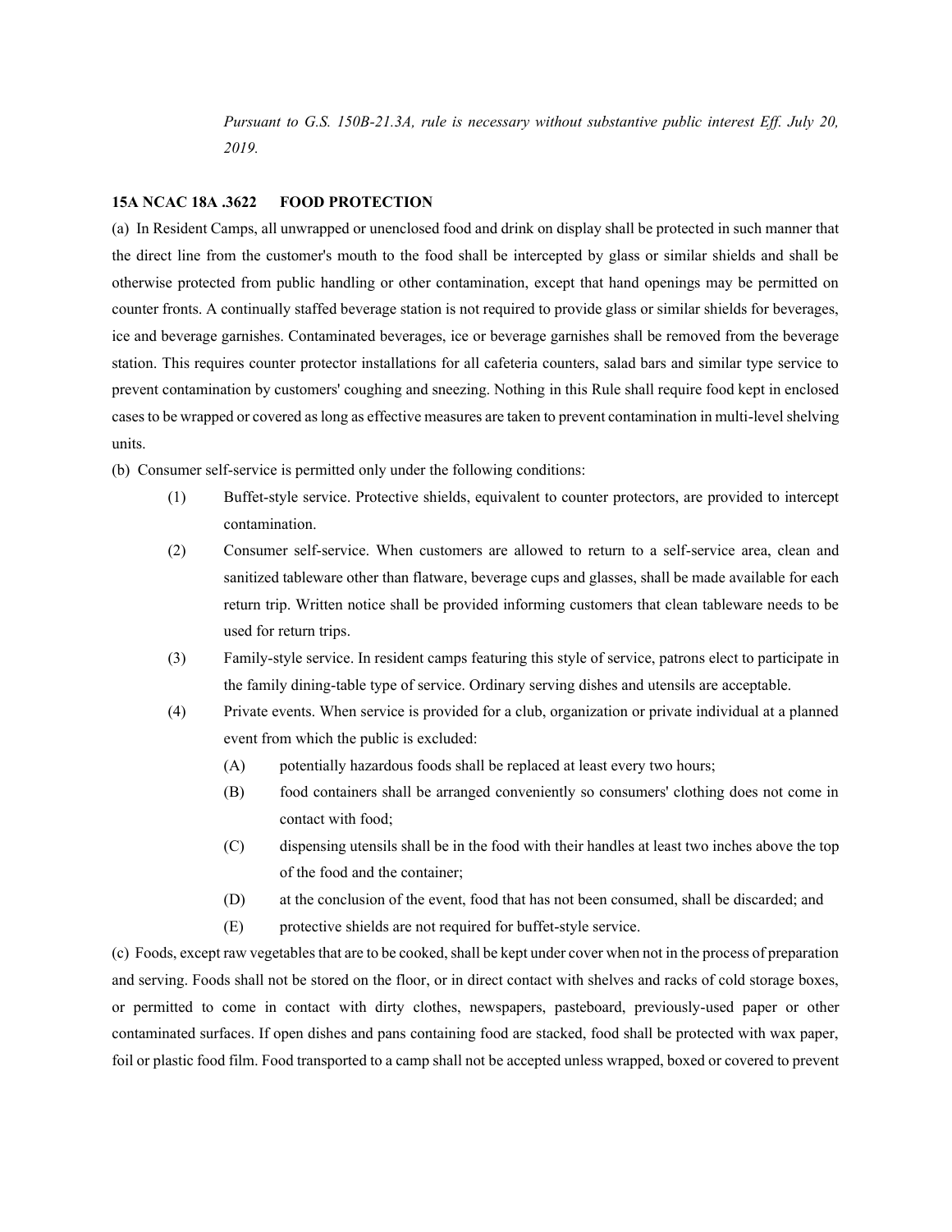*Pursuant to G.S. 150B-21.3A, rule is necessary without substantive public interest Eff. July 20, 2019.*

**15A NCAC 18A .3622 FOOD PROTECTION**

(a) In Resident Camps, all unwrapped or unenclosed food and drink on display shall be protected in such manner that the direct line from the customer's mouth to the food shall be intercepted by glass or similar shields and shall be otherwise protected from public handling or other contamination, except that hand openings may be permitted on counter fronts. A continually staffed beverage station is not required to provide glass or similar shields for beverages, ice and beverage garnishes. Contaminated beverages, ice or beverage garnishes shall be removed from the beverage station. This requires counter protector installations for all cafeteria counters, salad bars and similar type service to prevent contamination by customers' coughing and sneezing. Nothing in this Rule shall require food kept in enclosed cases to be wrapped or covered as long as effective measures are taken to prevent contamination in multi-level shelving units.

(b) Consumer self-service is permitted only under the following conditions:

- (1) Buffet-style service. Protective shields, equivalent to counter protectors, are provided to intercept contamination.
- (2) Consumer self-service. When customers are allowed to return to a self-service area, clean and sanitized tableware other than flatware, beverage cups and glasses, shall be made available for each return trip. Written notice shall be provided informing customers that clean tableware needs to be used for return trips.
- (3) Family-style service. In resident camps featuring this style of service, patrons elect to participate in the family dining-table type of service. Ordinary serving dishes and utensils are acceptable.
- (4) Private events. When service is provided for a club, organization or private individual at a planned event from which the public is excluded:
  - (A) potentially hazardous foods shall be replaced at least every two hours;
  - (B) food containers shall be arranged conveniently so consumers' clothing does not come in contact with food;
  - (C) dispensing utensils shall be in the food with their handles at least two inches above the top of the food and the container;
  - (D) at the conclusion of the event, food that has not been consumed, shall be discarded; and
  - (E) protective shields are not required for buffet-style service.

(c) Foods, except raw vegetables that are to be cooked, shall be kept under cover when not in the process of preparation and serving. Foods shall not be stored on the floor, or in direct contact with shelves and racks of cold storage boxes, or permitted to come in contact with dirty clothes, newspapers, pasteboard, previously-used paper or other contaminated surfaces. If open dishes and pans containing food are stacked, food shall be protected with wax paper, foil or plastic food film. Food transported to a camp shall not be accepted unless wrapped, boxed or covered to prevent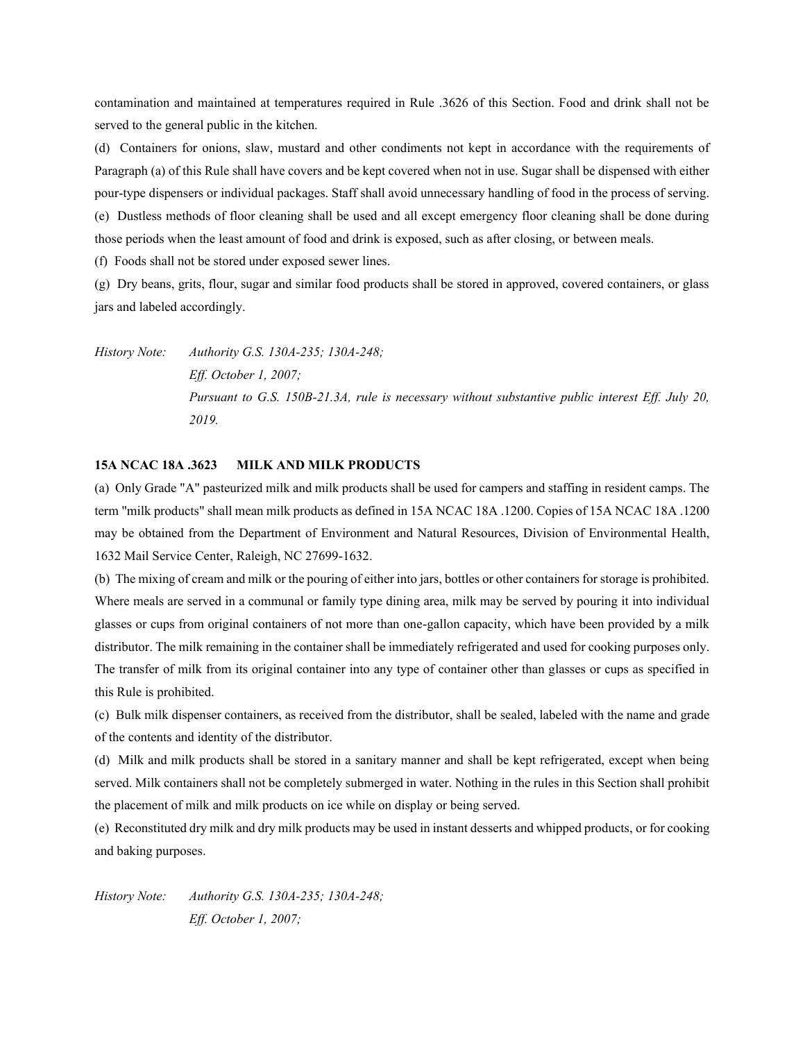contamination and maintained at temperatures required in Rule .3626 of this Section. Food and drink shall not be served to the general public in the kitchen.

(d) Containers for onions, slaw, mustard and other condiments not kept in accordance with the requirements of Paragraph (a) of this Rule shall have covers and be kept covered when not in use. Sugar shall be dispensed with either pour-type dispensers or individual packages. Staff shall avoid unnecessary handling of food in the process of serving.

(e) Dustless methods of floor cleaning shall be used and all except emergency floor cleaning shall be done during those periods when the least amount of food and drink is exposed, such as after closing, or between meals.

(f) Foods shall not be stored under exposed sewer lines.

(g) Dry beans, grits, flour, sugar and similar food products shall be stored in approved, covered containers, or glass jars and labeled accordingly.

*History Note: Authority G.S. 130A-235; 130A-248;*
*Eff. October 1, 2007;*
*Pursuant to G.S. 150B-21.3A, rule is necessary without substantive public interest Eff. July 20, 2019.*

**15A NCAC 18A .3623 MILK AND MILK PRODUCTS**

(a) Only Grade "A" pasteurized milk and milk products shall be used for campers and staffing in resident camps. The term "milk products" shall mean milk products as defined in 15A NCAC 18A .1200. Copies of 15A NCAC 18A .1200 may be obtained from the Department of Environment and Natural Resources, Division of Environmental Health, 1632 Mail Service Center, Raleigh, NC 27699-1632.

(b) The mixing of cream and milk or the pouring of either into jars, bottles or other containers for storage is prohibited. Where meals are served in a communal or family type dining area, milk may be served by pouring it into individual glasses or cups from original containers of not more than one-gallon capacity, which have been provided by a milk distributor. The milk remaining in the container shall be immediately refrigerated and used for cooking purposes only. The transfer of milk from its original container into any type of container other than glasses or cups as specified in this Rule is prohibited.

(c) Bulk milk dispenser containers, as received from the distributor, shall be sealed, labeled with the name and grade of the contents and identity of the distributor.

(d) Milk and milk products shall be stored in a sanitary manner and shall be kept refrigerated, except when being served. Milk containers shall not be completely submerged in water. Nothing in the rules in this Section shall prohibit the placement of milk and milk products on ice while on display or being served.

(e) Reconstituted dry milk and dry milk products may be used in instant desserts and whipped products, or for cooking and baking purposes.

*History Note: Authority G.S. 130A-235; 130A-248;*
*Eff. October 1, 2007;*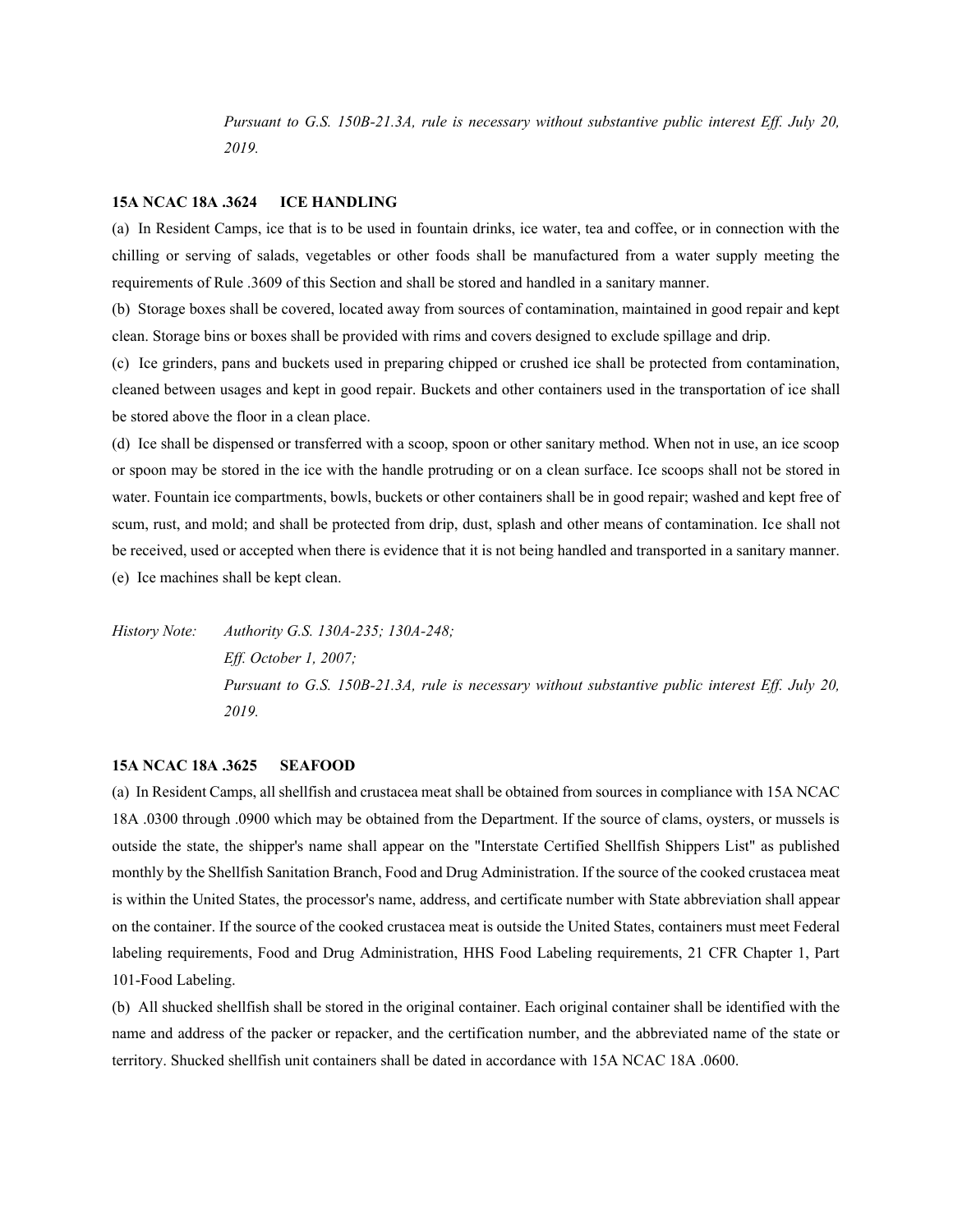*Pursuant to G.S. 150B-21.3A, rule is necessary without substantive public interest Eff. July 20, 2019.*

**15A NCAC 18A .3624 ICE HANDLING**

(a) In Resident Camps, ice that is to be used in fountain drinks, ice water, tea and coffee, or in connection with the chilling or serving of salads, vegetables or other foods shall be manufactured from a water supply meeting the requirements of Rule .3609 of this Section and shall be stored and handled in a sanitary manner.

(b) Storage boxes shall be covered, located away from sources of contamination, maintained in good repair and kept clean. Storage bins or boxes shall be provided with rims and covers designed to exclude spillage and drip.

(c) Ice grinders, pans and buckets used in preparing chipped or crushed ice shall be protected from contamination, cleaned between usages and kept in good repair. Buckets and other containers used in the transportation of ice shall be stored above the floor in a clean place.

(d) Ice shall be dispensed or transferred with a scoop, spoon or other sanitary method. When not in use, an ice scoop or spoon may be stored in the ice with the handle protruding or on a clean surface. Ice scoops shall not be stored in water. Fountain ice compartments, bowls, buckets or other containers shall be in good repair; washed and kept free of scum, rust, and mold; and shall be protected from drip, dust, splash and other means of contamination. Ice shall not be received, used or accepted when there is evidence that it is not being handled and transported in a sanitary manner.

(e) Ice machines shall be kept clean.

*History Note: Authority G.S. 130A-235; 130A-248;*
*Eff. October 1, 2007;*
*Pursuant to G.S. 150B-21.3A, rule is necessary without substantive public interest Eff. July 20, 2019.*

**15A NCAC 18A .3625 SEAFOOD**

(a) In Resident Camps, all shellfish and crustacea meat shall be obtained from sources in compliance with 15A NCAC 18A .0300 through .0900 which may be obtained from the Department. If the source of clams, oysters, or mussels is outside the state, the shipper's name shall appear on the "Interstate Certified Shellfish Shippers List" as published monthly by the Shellfish Sanitation Branch, Food and Drug Administration. If the source of the cooked crustacea meat is within the United States, the processor's name, address, and certificate number with State abbreviation shall appear on the container. If the source of the cooked crustacea meat is outside the United States, containers must meet Federal labeling requirements, Food and Drug Administration, HHS Food Labeling requirements, 21 CFR Chapter 1, Part 101-Food Labeling.

(b) All shucked shellfish shall be stored in the original container. Each original container shall be identified with the name and address of the packer or repacker, and the certification number, and the abbreviated name of the state or territory. Shucked shellfish unit containers shall be dated in accordance with 15A NCAC 18A .0600.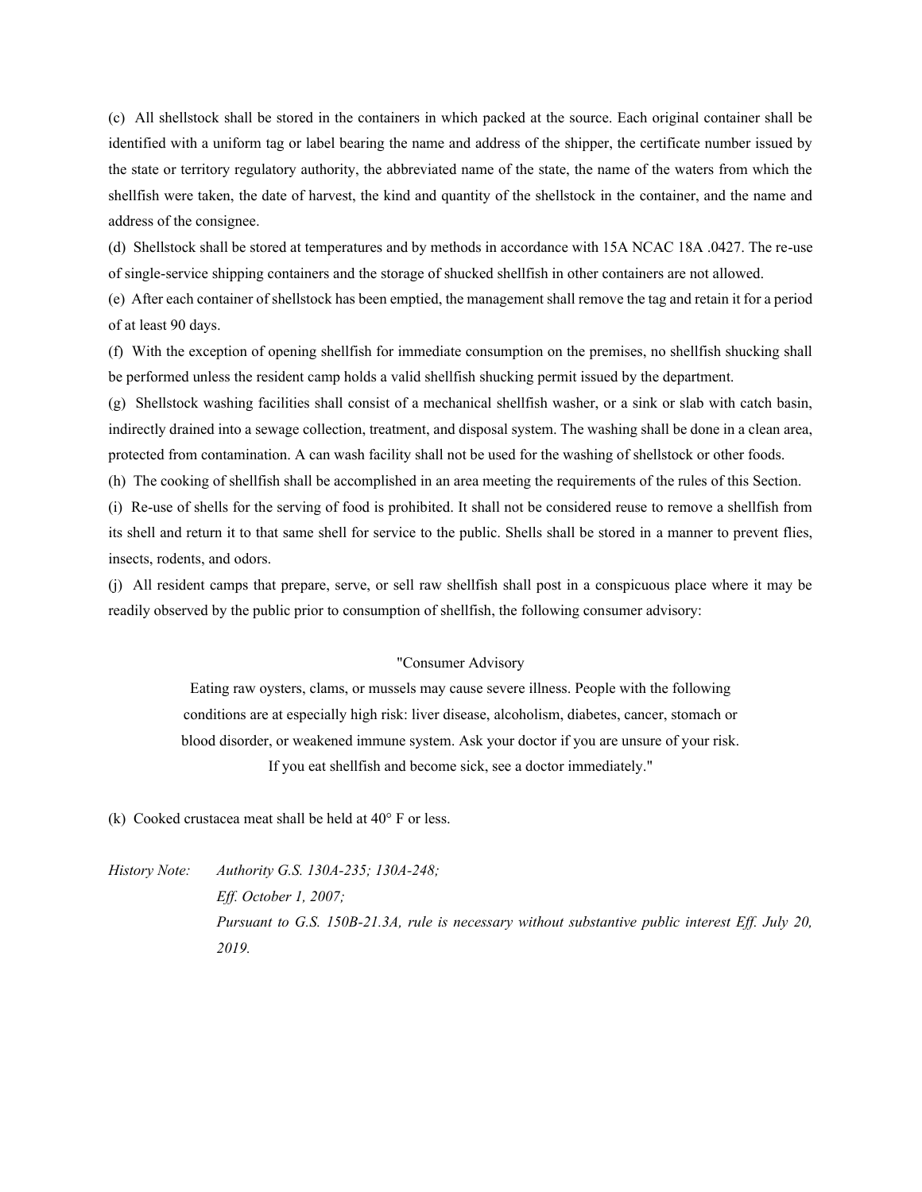(c) All shellstock shall be stored in the containers in which packed at the source. Each original container shall be identified with a uniform tag or label bearing the name and address of the shipper, the certificate number issued by the state or territory regulatory authority, the abbreviated name of the state, the name of the waters from which the shellfish were taken, the date of harvest, the kind and quantity of the shellstock in the container, and the name and address of the consignee.

(d) Shellstock shall be stored at temperatures and by methods in accordance with 15A NCAC 18A .0427. The re-use of single-service shipping containers and the storage of shucked shellfish in other containers are not allowed.

(e) After each container of shellstock has been emptied, the management shall remove the tag and retain it for a period of at least 90 days.

(f) With the exception of opening shellfish for immediate consumption on the premises, no shellfish shucking shall be performed unless the resident camp holds a valid shellfish shucking permit issued by the department.

(g) Shellstock washing facilities shall consist of a mechanical shellfish washer, or a sink or slab with catch basin, indirectly drained into a sewage collection, treatment, and disposal system. The washing shall be done in a clean area, protected from contamination. A can wash facility shall not be used for the washing of shellstock or other foods.

(h) The cooking of shellfish shall be accomplished in an area meeting the requirements of the rules of this Section.

(i) Re-use of shells for the serving of food is prohibited. It shall not be considered reuse to remove a shellfish from its shell and return it to that same shell for service to the public. Shells shall be stored in a manner to prevent flies, insects, rodents, and odors.

(j) All resident camps that prepare, serve, or sell raw shellfish shall post in a conspicuous place where it may be readily observed by the public prior to consumption of shellfish, the following consumer advisory:

"Consumer Advisory

Eating raw oysters, clams, or mussels may cause severe illness. People with the following conditions are at especially high risk: liver disease, alcoholism, diabetes, cancer, stomach or blood disorder, or weakened immune system. Ask your doctor if you are unsure of your risk. If you eat shellfish and become sick, see a doctor immediately."

(k) Cooked crustacea meat shall be held at 40° F or less.

*History Note: Authority G.S. 130A-235; 130A-248;*
*Eff. October 1, 2007;*
*Pursuant to G.S. 150B-21.3A, rule is necessary without substantive public interest Eff. July 20, 2019.*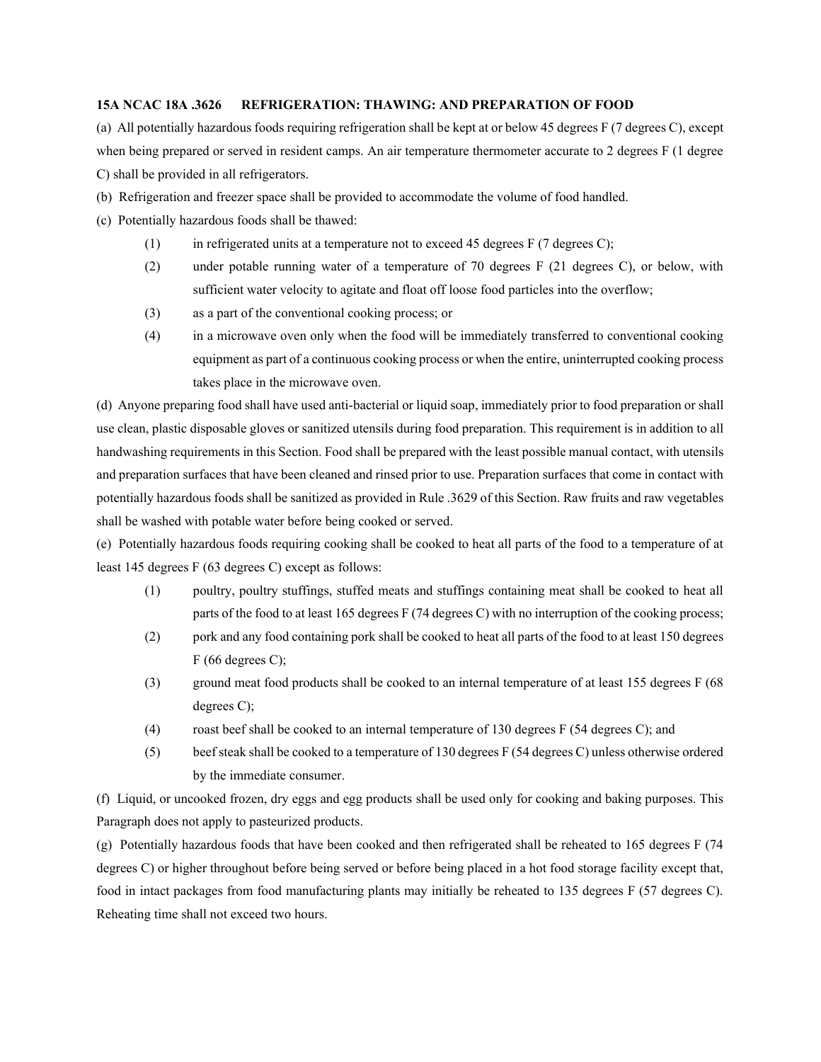**15A NCAC 18A .3626 REFRIGERATION: THAWING: AND PREPARATION OF FOOD**

(a) All potentially hazardous foods requiring refrigeration shall be kept at or below 45 degrees F (7 degrees C), except when being prepared or served in resident camps. An air temperature thermometer accurate to 2 degrees F (1 degree C) shall be provided in all refrigerators.

(b) Refrigeration and freezer space shall be provided to accommodate the volume of food handled.

(c) Potentially hazardous foods shall be thawed:

- (1) in refrigerated units at a temperature not to exceed 45 degrees F (7 degrees C);
- (2) under potable running water of a temperature of 70 degrees F (21 degrees C), or below, with sufficient water velocity to agitate and float off loose food particles into the overflow;
- (3) as a part of the conventional cooking process; or
- (4) in a microwave oven only when the food will be immediately transferred to conventional cooking equipment as part of a continuous cooking process or when the entire, uninterrupted cooking process takes place in the microwave oven.

(d) Anyone preparing food shall have used anti-bacterial or liquid soap, immediately prior to food preparation or shall use clean, plastic disposable gloves or sanitized utensils during food preparation. This requirement is in addition to all handwashing requirements in this Section. Food shall be prepared with the least possible manual contact, with utensils and preparation surfaces that have been cleaned and rinsed prior to use. Preparation surfaces that come in contact with potentially hazardous foods shall be sanitized as provided in Rule .3629 of this Section. Raw fruits and raw vegetables shall be washed with potable water before being cooked or served.

(e) Potentially hazardous foods requiring cooking shall be cooked to heat all parts of the food to a temperature of at least 145 degrees F (63 degrees C) except as follows:

- (1) poultry, poultry stuffings, stuffed meats and stuffings containing meat shall be cooked to heat all parts of the food to at least 165 degrees F (74 degrees C) with no interruption of the cooking process;
- (2) pork and any food containing pork shall be cooked to heat all parts of the food to at least 150 degrees F (66 degrees C);
- (3) ground meat food products shall be cooked to an internal temperature of at least 155 degrees F (68 degrees C);
- (4) roast beef shall be cooked to an internal temperature of 130 degrees F (54 degrees C); and
- (5) beef steak shall be cooked to a temperature of 130 degrees F (54 degrees C) unless otherwise ordered by the immediate consumer.

(f) Liquid, or uncooked frozen, dry eggs and egg products shall be used only for cooking and baking purposes. This Paragraph does not apply to pasteurized products.

(g) Potentially hazardous foods that have been cooked and then refrigerated shall be reheated to 165 degrees F (74 degrees C) or higher throughout before being served or before being placed in a hot food storage facility except that, food in intact packages from food manufacturing plants may initially be reheated to 135 degrees F (57 degrees C). Reheating time shall not exceed two hours.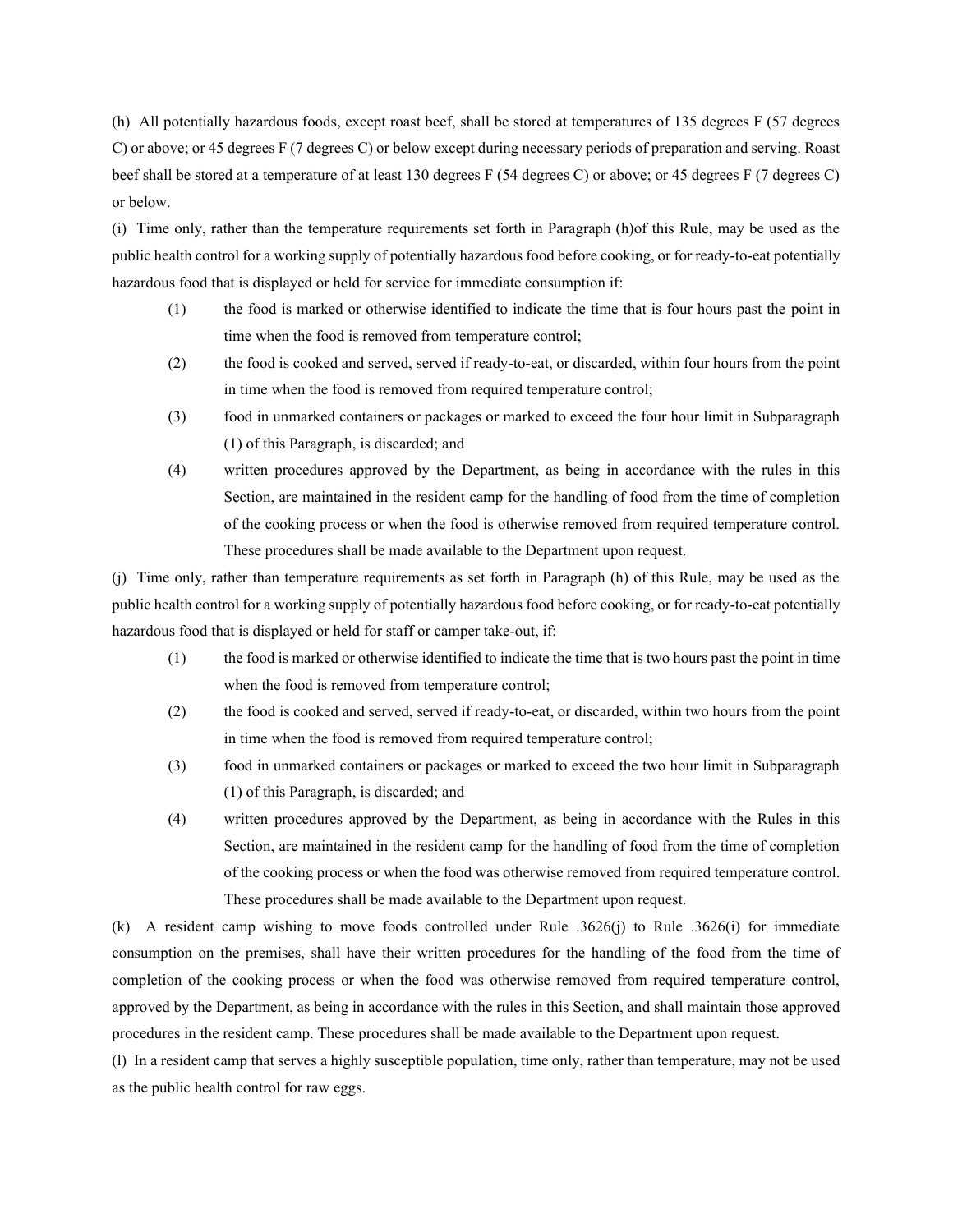(h) All potentially hazardous foods, except roast beef, shall be stored at temperatures of 135 degrees F (57 degrees C) or above; or 45 degrees F (7 degrees C) or below except during necessary periods of preparation and serving. Roast beef shall be stored at a temperature of at least 130 degrees F (54 degrees C) or above; or 45 degrees F (7 degrees C) or below.

(i) Time only, rather than the temperature requirements set forth in Paragraph (h)of this Rule, may be used as the public health control for a working supply of potentially hazardous food before cooking, or for ready-to-eat potentially hazardous food that is displayed or held for service for immediate consumption if:

- (1) the food is marked or otherwise identified to indicate the time that is four hours past the point in time when the food is removed from temperature control;
- (2) the food is cooked and served, served if ready-to-eat, or discarded, within four hours from the point in time when the food is removed from required temperature control;
- (3) food in unmarked containers or packages or marked to exceed the four hour limit in Subparagraph (1) of this Paragraph, is discarded; and
- (4) written procedures approved by the Department, as being in accordance with the rules in this Section, are maintained in the resident camp for the handling of food from the time of completion of the cooking process or when the food is otherwise removed from required temperature control. These procedures shall be made available to the Department upon request.

(j) Time only, rather than temperature requirements as set forth in Paragraph (h) of this Rule, may be used as the public health control for a working supply of potentially hazardous food before cooking, or for ready-to-eat potentially hazardous food that is displayed or held for staff or camper take-out, if:

- (1) the food is marked or otherwise identified to indicate the time that is two hours past the point in time when the food is removed from temperature control;
- (2) the food is cooked and served, served if ready-to-eat, or discarded, within two hours from the point in time when the food is removed from required temperature control;
- (3) food in unmarked containers or packages or marked to exceed the two hour limit in Subparagraph (1) of this Paragraph, is discarded; and
- (4) written procedures approved by the Department, as being in accordance with the Rules in this Section, are maintained in the resident camp for the handling of food from the time of completion of the cooking process or when the food was otherwise removed from required temperature control. These procedures shall be made available to the Department upon request.

(k) A resident camp wishing to move foods controlled under Rule .3626(j) to Rule .3626(i) for immediate consumption on the premises, shall have their written procedures for the handling of the food from the time of completion of the cooking process or when the food was otherwise removed from required temperature control, approved by the Department, as being in accordance with the rules in this Section, and shall maintain those approved procedures in the resident camp. These procedures shall be made available to the Department upon request.

(l) In a resident camp that serves a highly susceptible population, time only, rather than temperature, may not be used as the public health control for raw eggs.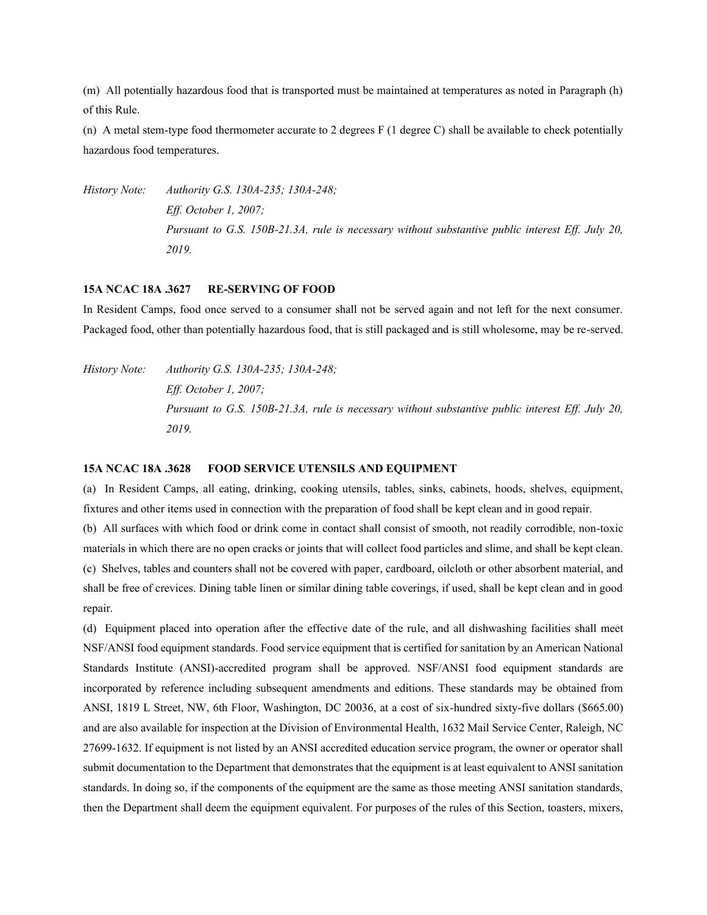(m) All potentially hazardous food that is transported must be maintained at temperatures as noted in Paragraph (h) of this Rule.

(n) A metal stem-type food thermometer accurate to 2 degrees F (1 degree C) shall be available to check potentially hazardous food temperatures.

*History Note: Authority G.S. 130A-235; 130A-248;*
*Eff. October 1, 2007;*
*Pursuant to G.S. 150B-21.3A, rule is necessary without substantive public interest Eff. July 20, 2019.*

### 15A NCAC 18A .3627 RE-SERVING OF FOOD

In Resident Camps, food once served to a consumer shall not be served again and not left for the next consumer. Packaged food, other than potentially hazardous food, that is still packaged and is still wholesome, may be re-served.

*History Note: Authority G.S. 130A-235; 130A-248;*
*Eff. October 1, 2007;*
*Pursuant to G.S. 150B-21.3A, rule is necessary without substantive public interest Eff. July 20, 2019.*

### 15A NCAC 18A .3628 FOOD SERVICE UTENSILS AND EQUIPMENT

(a) In Resident Camps, all eating, drinking, cooking utensils, tables, sinks, cabinets, hoods, shelves, equipment, fixtures and other items used in connection with the preparation of food shall be kept clean and in good repair.

(b) All surfaces with which food or drink come in contact shall consist of smooth, not readily corrodible, non-toxic materials in which there are no open cracks or joints that will collect food particles and slime, and shall be kept clean.

(c) Shelves, tables and counters shall not be covered with paper, cardboard, oilcloth or other absorbent material, and shall be free of crevices. Dining table linen or similar dining table coverings, if used, shall be kept clean and in good repair.

(d) Equipment placed into operation after the effective date of the rule, and all dishwashing facilities shall meet NSF/ANSI food equipment standards. Food service equipment that is certified for sanitation by an American National Standards Institute (ANSI)-accredited program shall be approved. NSF/ANSI food equipment standards are incorporated by reference including subsequent amendments and editions. These standards may be obtained from ANSI, 1819 L Street, NW, 6th Floor, Washington, DC 20036, at a cost of six-hundred sixty-five dollars ($665.00) and are also available for inspection at the Division of Environmental Health, 1632 Mail Service Center, Raleigh, NC 27699-1632. If equipment is not listed by an ANSI accredited education service program, the owner or operator shall submit documentation to the Department that demonstrates that the equipment is at least equivalent to ANSI sanitation standards. In doing so, if the components of the equipment are the same as those meeting ANSI sanitation standards, then the Department shall deem the equipment equivalent. For purposes of the rules of this Section, toasters, mixers,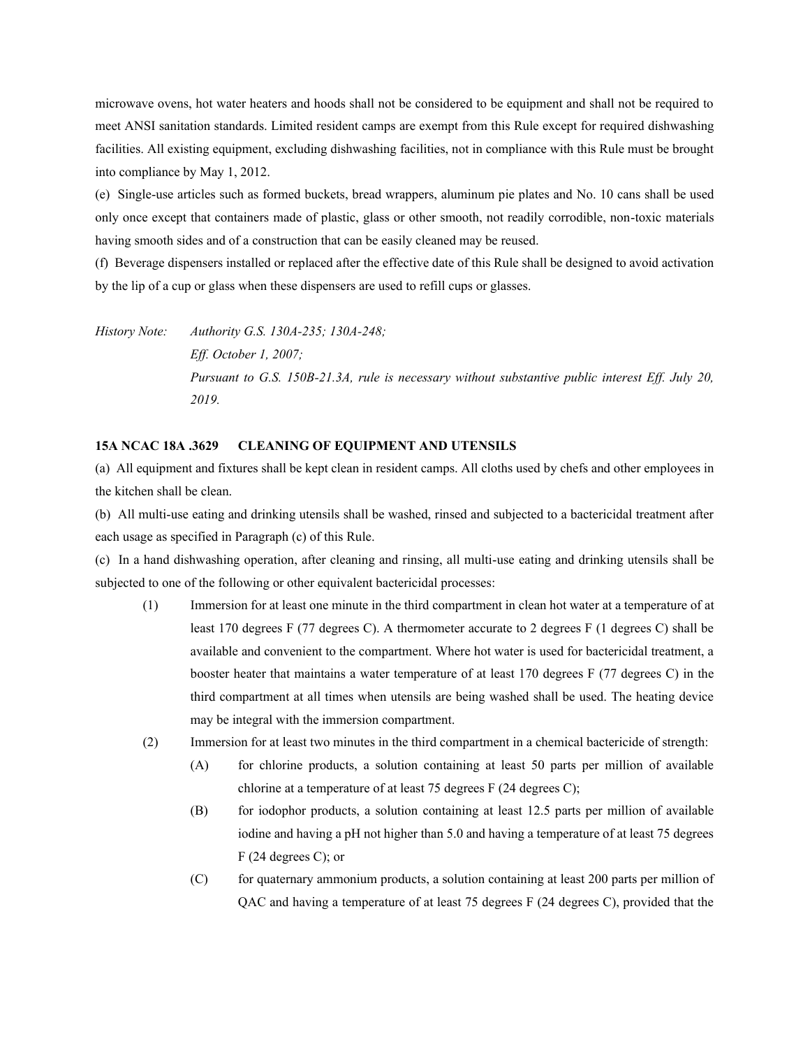microwave ovens, hot water heaters and hoods shall not be considered to be equipment and shall not be required to meet ANSI sanitation standards. Limited resident camps are exempt from this Rule except for required dishwashing facilities. All existing equipment, excluding dishwashing facilities, not in compliance with this Rule must be brought into compliance by May 1, 2012.

(e) Single-use articles such as formed buckets, bread wrappers, aluminum pie plates and No. 10 cans shall be used only once except that containers made of plastic, glass or other smooth, not readily corrodible, non-toxic materials having smooth sides and of a construction that can be easily cleaned may be reused.

(f) Beverage dispensers installed or replaced after the effective date of this Rule shall be designed to avoid activation by the lip of a cup or glass when these dispensers are used to refill cups or glasses.

*History Note: Authority G.S. 130A-235; 130A-248;*
*Eff. October 1, 2007;*
*Pursuant to G.S. 150B-21.3A, rule is necessary without substantive public interest Eff. July 20, 2019.*

**15A NCAC 18A .3629 CLEANING OF EQUIPMENT AND UTENSILS**

(a) All equipment and fixtures shall be kept clean in resident camps. All cloths used by chefs and other employees in the kitchen shall be clean.

(b) All multi-use eating and drinking utensils shall be washed, rinsed and subjected to a bactericidal treatment after each usage as specified in Paragraph (c) of this Rule.

(c) In a hand dishwashing operation, after cleaning and rinsing, all multi-use eating and drinking utensils shall be subjected to one of the following or other equivalent bactericidal processes:

(1) Immersion for at least one minute in the third compartment in clean hot water at a temperature of at least 170 degrees F (77 degrees C). A thermometer accurate to 2 degrees F (1 degrees C) shall be available and convenient to the compartment. Where hot water is used for bactericidal treatment, a booster heater that maintains a water temperature of at least 170 degrees F (77 degrees C) in the third compartment at all times when utensils are being washed shall be used. The heating device may be integral with the immersion compartment.

(2) Immersion for at least two minutes in the third compartment in a chemical bactericide of strength:

(A) for chlorine products, a solution containing at least 50 parts per million of available chlorine at a temperature of at least 75 degrees F (24 degrees C);

(B) for iodophor products, a solution containing at least 12.5 parts per million of available iodine and having a pH not higher than 5.0 and having a temperature of at least 75 degrees F (24 degrees C); or

(C) for quaternary ammonium products, a solution containing at least 200 parts per million of QAC and having a temperature of at least 75 degrees F (24 degrees C), provided that the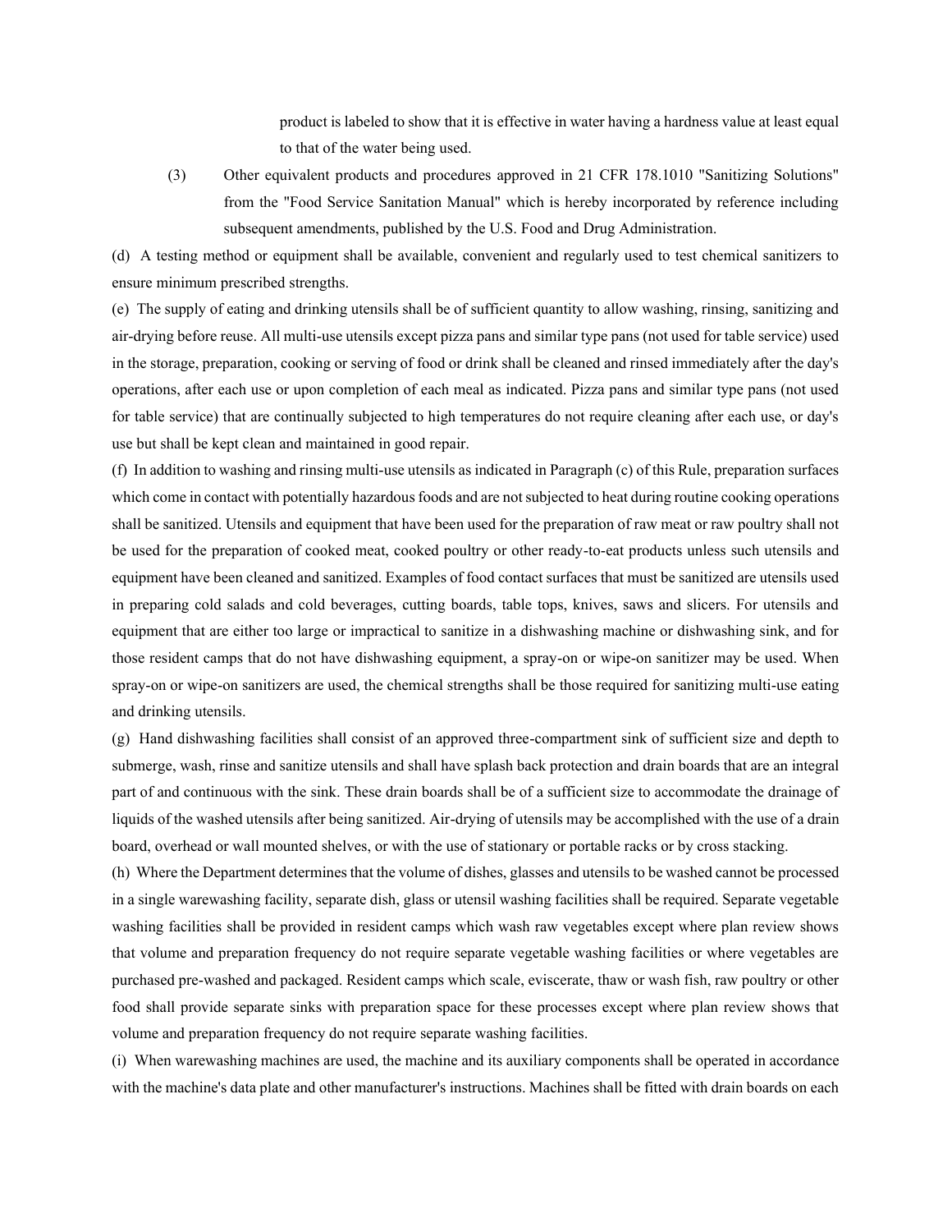product is labeled to show that it is effective in water having a hardness value at least equal to that of the water being used.

(3) Other equivalent products and procedures approved in 21 CFR 178.1010 "Sanitizing Solutions" from the "Food Service Sanitation Manual" which is hereby incorporated by reference including subsequent amendments, published by the U.S. Food and Drug Administration.

(d) A testing method or equipment shall be available, convenient and regularly used to test chemical sanitizers to ensure minimum prescribed strengths.

(e) The supply of eating and drinking utensils shall be of sufficient quantity to allow washing, rinsing, sanitizing and air-drying before reuse. All multi-use utensils except pizza pans and similar type pans (not used for table service) used in the storage, preparation, cooking or serving of food or drink shall be cleaned and rinsed immediately after the day's operations, after each use or upon completion of each meal as indicated. Pizza pans and similar type pans (not used for table service) that are continually subjected to high temperatures do not require cleaning after each use, or day's use but shall be kept clean and maintained in good repair.

(f) In addition to washing and rinsing multi-use utensils as indicated in Paragraph (c) of this Rule, preparation surfaces which come in contact with potentially hazardous foods and are not subjected to heat during routine cooking operations shall be sanitized. Utensils and equipment that have been used for the preparation of raw meat or raw poultry shall not be used for the preparation of cooked meat, cooked poultry or other ready-to-eat products unless such utensils and equipment have been cleaned and sanitized. Examples of food contact surfaces that must be sanitized are utensils used in preparing cold salads and cold beverages, cutting boards, table tops, knives, saws and slicers. For utensils and equipment that are either too large or impractical to sanitize in a dishwashing machine or dishwashing sink, and for those resident camps that do not have dishwashing equipment, a spray-on or wipe-on sanitizer may be used. When spray-on or wipe-on sanitizers are used, the chemical strengths shall be those required for sanitizing multi-use eating and drinking utensils.

(g) Hand dishwashing facilities shall consist of an approved three-compartment sink of sufficient size and depth to submerge, wash, rinse and sanitize utensils and shall have splash back protection and drain boards that are an integral part of and continuous with the sink. These drain boards shall be of a sufficient size to accommodate the drainage of liquids of the washed utensils after being sanitized. Air-drying of utensils may be accomplished with the use of a drain board, overhead or wall mounted shelves, or with the use of stationary or portable racks or by cross stacking.

(h) Where the Department determines that the volume of dishes, glasses and utensils to be washed cannot be processed in a single warewashing facility, separate dish, glass or utensil washing facilities shall be required. Separate vegetable washing facilities shall be provided in resident camps which wash raw vegetables except where plan review shows that volume and preparation frequency do not require separate vegetable washing facilities or where vegetables are purchased pre-washed and packaged. Resident camps which scale, eviscerate, thaw or wash fish, raw poultry or other food shall provide separate sinks with preparation space for these processes except where plan review shows that volume and preparation frequency do not require separate washing facilities.

(i) When warewashing machines are used, the machine and its auxiliary components shall be operated in accordance with the machine's data plate and other manufacturer's instructions. Machines shall be fitted with drain boards on each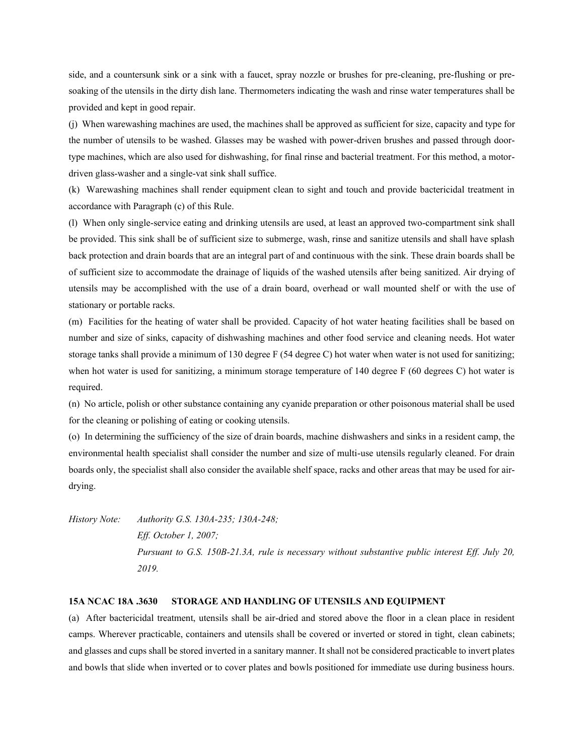side, and a countersunk sink or a sink with a faucet, spray nozzle or brushes for pre-cleaning, pre-flushing or pre-soaking of the utensils in the dirty dish lane. Thermometers indicating the wash and rinse water temperatures shall be provided and kept in good repair.

(j) When warewashing machines are used, the machines shall be approved as sufficient for size, capacity and type for the number of utensils to be washed. Glasses may be washed with power-driven brushes and passed through door-type machines, which are also used for dishwashing, for final rinse and bacterial treatment. For this method, a motor-driven glass-washer and a single-vat sink shall suffice.

(k) Warewashing machines shall render equipment clean to sight and touch and provide bactericidal treatment in accordance with Paragraph (c) of this Rule.

(l) When only single-service eating and drinking utensils are used, at least an approved two-compartment sink shall be provided. This sink shall be of sufficient size to submerge, wash, rinse and sanitize utensils and shall have splash back protection and drain boards that are an integral part of and continuous with the sink. These drain boards shall be of sufficient size to accommodate the drainage of liquids of the washed utensils after being sanitized. Air drying of utensils may be accomplished with the use of a drain board, overhead or wall mounted shelf or with the use of stationary or portable racks.

(m) Facilities for the heating of water shall be provided. Capacity of hot water heating facilities shall be based on number and size of sinks, capacity of dishwashing machines and other food service and cleaning needs. Hot water storage tanks shall provide a minimum of 130 degree F (54 degree C) hot water when water is not used for sanitizing; when hot water is used for sanitizing, a minimum storage temperature of 140 degree F (60 degrees C) hot water is required.

(n) No article, polish or other substance containing any cyanide preparation or other poisonous material shall be used for the cleaning or polishing of eating or cooking utensils.

(o) In determining the sufficiency of the size of drain boards, machine dishwashers and sinks in a resident camp, the environmental health specialist shall consider the number and size of multi-use utensils regularly cleaned. For drain boards only, the specialist shall also consider the available shelf space, racks and other areas that may be used for air-drying.

*History Note: Authority G.S. 130A-235; 130A-248;*
*Eff. October 1, 2007;*
*Pursuant to G.S. 150B-21.3A, rule is necessary without substantive public interest Eff. July 20, 2019.*

**15A NCAC 18A .3630 STORAGE AND HANDLING OF UTENSILS AND EQUIPMENT**

(a) After bactericidal treatment, utensils shall be air-dried and stored above the floor in a clean place in resident camps. Wherever practicable, containers and utensils shall be covered or inverted or stored in tight, clean cabinets; and glasses and cups shall be stored inverted in a sanitary manner. It shall not be considered practicable to invert plates and bowls that slide when inverted or to cover plates and bowls positioned for immediate use during business hours.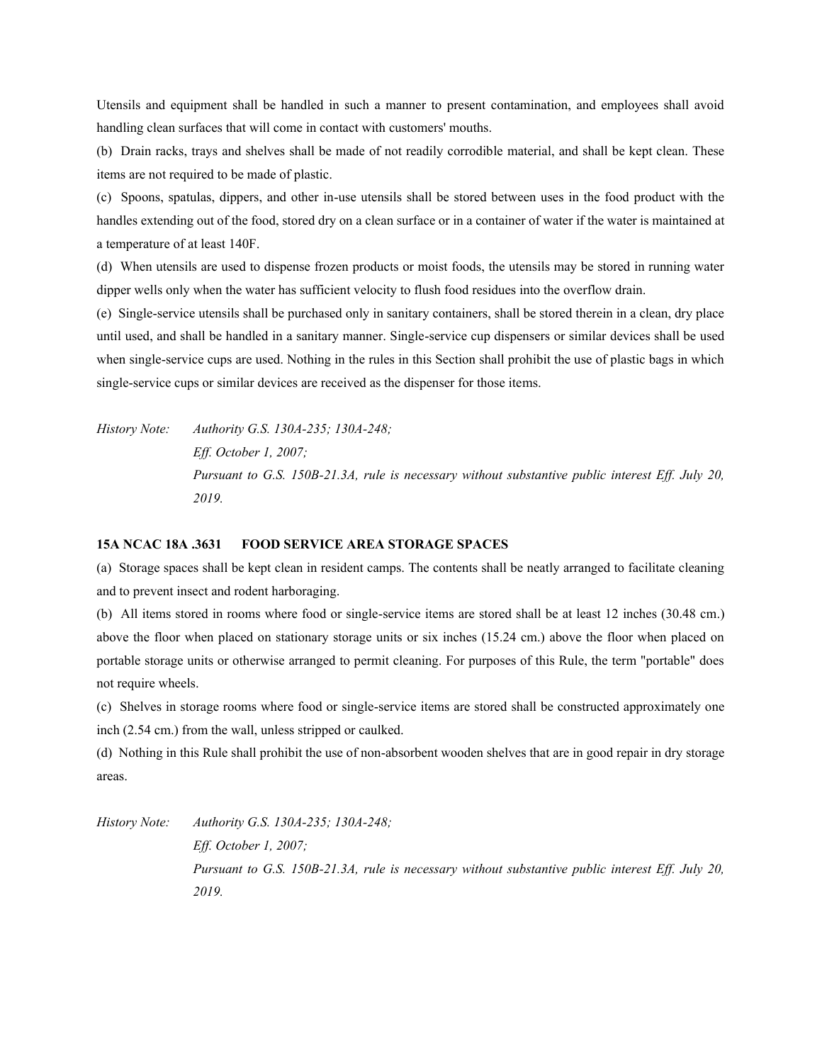Utensils and equipment shall be handled in such a manner to present contamination, and employees shall avoid handling clean surfaces that will come in contact with customers' mouths.

(b) Drain racks, trays and shelves shall be made of not readily corrodible material, and shall be kept clean. These items are not required to be made of plastic.

(c) Spoons, spatulas, dippers, and other in-use utensils shall be stored between uses in the food product with the handles extending out of the food, stored dry on a clean surface or in a container of water if the water is maintained at a temperature of at least 140F.

(d) When utensils are used to dispense frozen products or moist foods, the utensils may be stored in running water dipper wells only when the water has sufficient velocity to flush food residues into the overflow drain.

(e) Single-service utensils shall be purchased only in sanitary containers, shall be stored therein in a clean, dry place until used, and shall be handled in a sanitary manner. Single-service cup dispensers or similar devices shall be used when single-service cups are used. Nothing in the rules in this Section shall prohibit the use of plastic bags in which single-service cups or similar devices are received as the dispenser for those items.

*History Note: Authority G.S. 130A-235; 130A-248;*
*Eff. October 1, 2007;*
*Pursuant to G.S. 150B-21.3A, rule is necessary without substantive public interest Eff. July 20, 2019.*

**15A NCAC 18A .3631 FOOD SERVICE AREA STORAGE SPACES**

(a) Storage spaces shall be kept clean in resident camps. The contents shall be neatly arranged to facilitate cleaning and to prevent insect and rodent harboraging.

(b) All items stored in rooms where food or single-service items are stored shall be at least 12 inches (30.48 cm.) above the floor when placed on stationary storage units or six inches (15.24 cm.) above the floor when placed on portable storage units or otherwise arranged to permit cleaning. For purposes of this Rule, the term "portable" does not require wheels.

(c) Shelves in storage rooms where food or single-service items are stored shall be constructed approximately one inch (2.54 cm.) from the wall, unless stripped or caulked.

(d) Nothing in this Rule shall prohibit the use of non-absorbent wooden shelves that are in good repair in dry storage areas.

*History Note: Authority G.S. 130A-235; 130A-248;*
*Eff. October 1, 2007;*
*Pursuant to G.S. 150B-21.3A, rule is necessary without substantive public interest Eff. July 20, 2019.*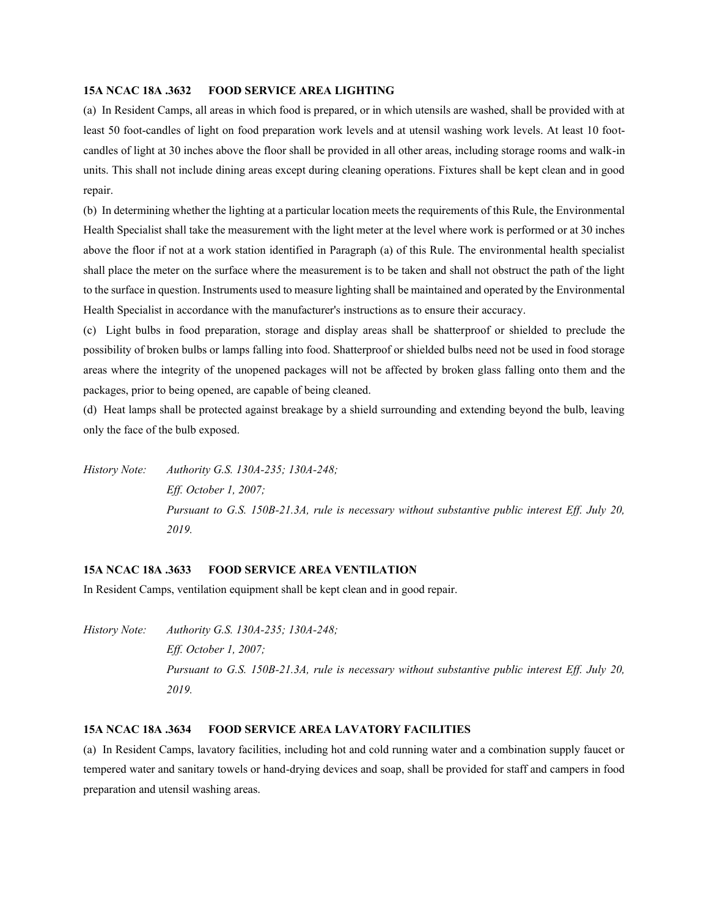**15A NCAC 18A .3632 FOOD SERVICE AREA LIGHTING**

(a) In Resident Camps, all areas in which food is prepared, or in which utensils are washed, shall be provided with at least 50 foot-candles of light on food preparation work levels and at utensil washing work levels. At least 10 foot-candles of light at 30 inches above the floor shall be provided in all other areas, including storage rooms and walk-in units. This shall not include dining areas except during cleaning operations. Fixtures shall be kept clean and in good repair.

(b) In determining whether the lighting at a particular location meets the requirements of this Rule, the Environmental Health Specialist shall take the measurement with the light meter at the level where work is performed or at 30 inches above the floor if not at a work station identified in Paragraph (a) of this Rule. The environmental health specialist shall place the meter on the surface where the measurement is to be taken and shall not obstruct the path of the light to the surface in question. Instruments used to measure lighting shall be maintained and operated by the Environmental Health Specialist in accordance with the manufacturer's instructions as to ensure their accuracy.

(c) Light bulbs in food preparation, storage and display areas shall be shatterproof or shielded to preclude the possibility of broken bulbs or lamps falling into food. Shatterproof or shielded bulbs need not be used in food storage areas where the integrity of the unopened packages will not be affected by broken glass falling onto them and the packages, prior to being opened, are capable of being cleaned.

(d) Heat lamps shall be protected against breakage by a shield surrounding and extending beyond the bulb, leaving only the face of the bulb exposed.

*History Note: Authority G.S. 130A-235; 130A-248;*
*Eff. October 1, 2007;*
*Pursuant to G.S. 150B-21.3A, rule is necessary without substantive public interest Eff. July 20, 2019.*

**15A NCAC 18A .3633 FOOD SERVICE AREA VENTILATION**

In Resident Camps, ventilation equipment shall be kept clean and in good repair.

*History Note: Authority G.S. 130A-235; 130A-248;*
*Eff. October 1, 2007;*
*Pursuant to G.S. 150B-21.3A, rule is necessary without substantive public interest Eff. July 20, 2019.*

**15A NCAC 18A .3634 FOOD SERVICE AREA LAVATORY FACILITIES**

(a) In Resident Camps, lavatory facilities, including hot and cold running water and a combination supply faucet or tempered water and sanitary towels or hand-drying devices and soap, shall be provided for staff and campers in food preparation and utensil washing areas.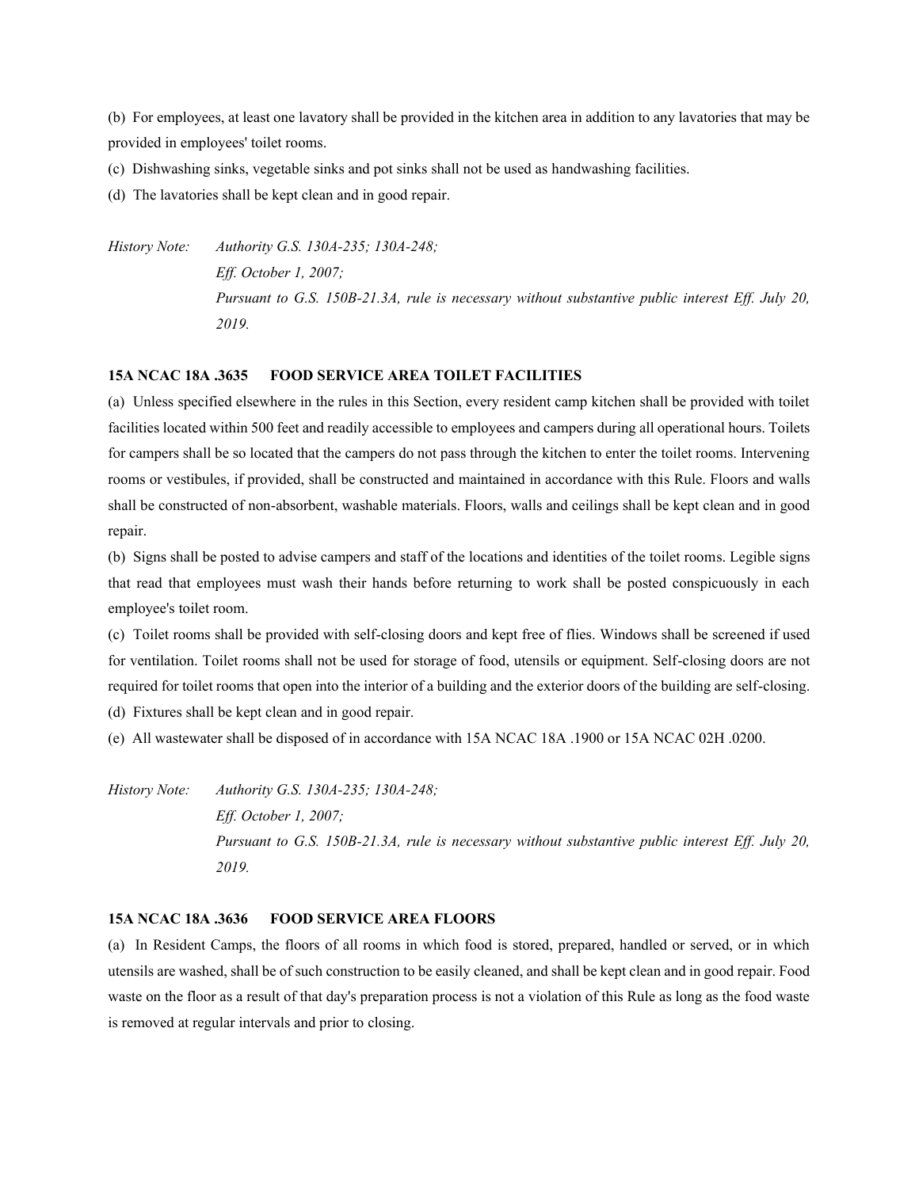(b) For employees, at least one lavatory shall be provided in the kitchen area in addition to any lavatories that may be provided in employees' toilet rooms.

(c) Dishwashing sinks, vegetable sinks and pot sinks shall not be used as handwashing facilities.

(d) The lavatories shall be kept clean and in good repair.

*History Note: Authority G.S. 130A-235; 130A-248;*
*Eff. October 1, 2007;*
*Pursuant to G.S. 150B-21.3A, rule is necessary without substantive public interest Eff. July 20, 2019.*

**15A NCAC 18A .3635 FOOD SERVICE AREA TOILET FACILITIES**

(a) Unless specified elsewhere in the rules in this Section, every resident camp kitchen shall be provided with toilet facilities located within 500 feet and readily accessible to employees and campers during all operational hours. Toilets for campers shall be so located that the campers do not pass through the kitchen to enter the toilet rooms. Intervening rooms or vestibules, if provided, shall be constructed and maintained in accordance with this Rule. Floors and walls shall be constructed of non-absorbent, washable materials. Floors, walls and ceilings shall be kept clean and in good repair.

(b) Signs shall be posted to advise campers and staff of the locations and identities of the toilet rooms. Legible signs that read that employees must wash their hands before returning to work shall be posted conspicuously in each employee's toilet room.

(c) Toilet rooms shall be provided with self-closing doors and kept free of flies. Windows shall be screened if used for ventilation. Toilet rooms shall not be used for storage of food, utensils or equipment. Self-closing doors are not required for toilet rooms that open into the interior of a building and the exterior doors of the building are self-closing.

(d) Fixtures shall be kept clean and in good repair.

(e) All wastewater shall be disposed of in accordance with 15A NCAC 18A .1900 or 15A NCAC 02H .0200.

*History Note: Authority G.S. 130A-235; 130A-248;*
*Eff. October 1, 2007;*
*Pursuant to G.S. 150B-21.3A, rule is necessary without substantive public interest Eff. July 20, 2019.*

**15A NCAC 18A .3636 FOOD SERVICE AREA FLOORS**

(a) In Resident Camps, the floors of all rooms in which food is stored, prepared, handled or served, or in which utensils are washed, shall be of such construction to be easily cleaned, and shall be kept clean and in good repair. Food waste on the floor as a result of that day's preparation process is not a violation of this Rule as long as the food waste is removed at regular intervals and prior to closing.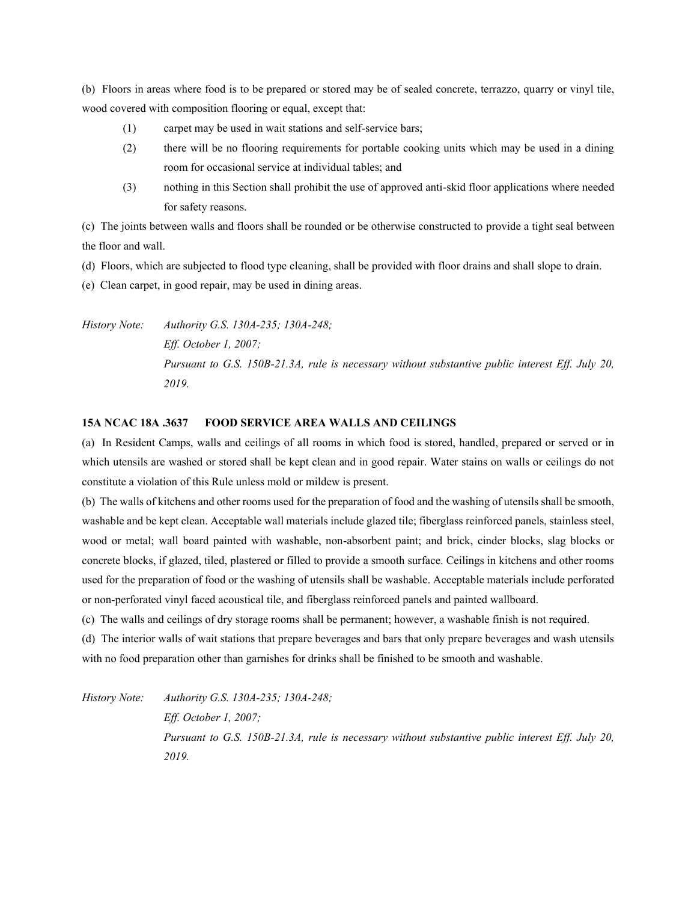(b) Floors in areas where food is to be prepared or stored may be of sealed concrete, terrazzo, quarry or vinyl tile, wood covered with composition flooring or equal, except that:

(1) carpet may be used in wait stations and self-service bars;

(2) there will be no flooring requirements for portable cooking units which may be used in a dining room for occasional service at individual tables; and

(3) nothing in this Section shall prohibit the use of approved anti-skid floor applications where needed for safety reasons.

(c) The joints between walls and floors shall be rounded or be otherwise constructed to provide a tight seal between the floor and wall.

(d) Floors, which are subjected to flood type cleaning, shall be provided with floor drains and shall slope to drain.

(e) Clean carpet, in good repair, may be used in dining areas.

*History Note: Authority G.S. 130A-235; 130A-248;*
*Eff. October 1, 2007;*
*Pursuant to G.S. 150B-21.3A, rule is necessary without substantive public interest Eff. July 20, 2019.*

### 15A NCAC 18A .3637 FOOD SERVICE AREA WALLS AND CEILINGS

(a) In Resident Camps, walls and ceilings of all rooms in which food is stored, handled, prepared or served or in which utensils are washed or stored shall be kept clean and in good repair. Water stains on walls or ceilings do not constitute a violation of this Rule unless mold or mildew is present.

(b) The walls of kitchens and other rooms used for the preparation of food and the washing of utensils shall be smooth, washable and be kept clean. Acceptable wall materials include glazed tile; fiberglass reinforced panels, stainless steel, wood or metal; wall board painted with washable, non-absorbent paint; and brick, cinder blocks, slag blocks or concrete blocks, if glazed, tiled, plastered or filled to provide a smooth surface. Ceilings in kitchens and other rooms used for the preparation of food or the washing of utensils shall be washable. Acceptable materials include perforated or non-perforated vinyl faced acoustical tile, and fiberglass reinforced panels and painted wallboard.

(c) The walls and ceilings of dry storage rooms shall be permanent; however, a washable finish is not required.

(d) The interior walls of wait stations that prepare beverages and bars that only prepare beverages and wash utensils with no food preparation other than garnishes for drinks shall be finished to be smooth and washable.

*History Note: Authority G.S. 130A-235; 130A-248;*
*Eff. October 1, 2007;*
*Pursuant to G.S. 150B-21.3A, rule is necessary without substantive public interest Eff. July 20, 2019.*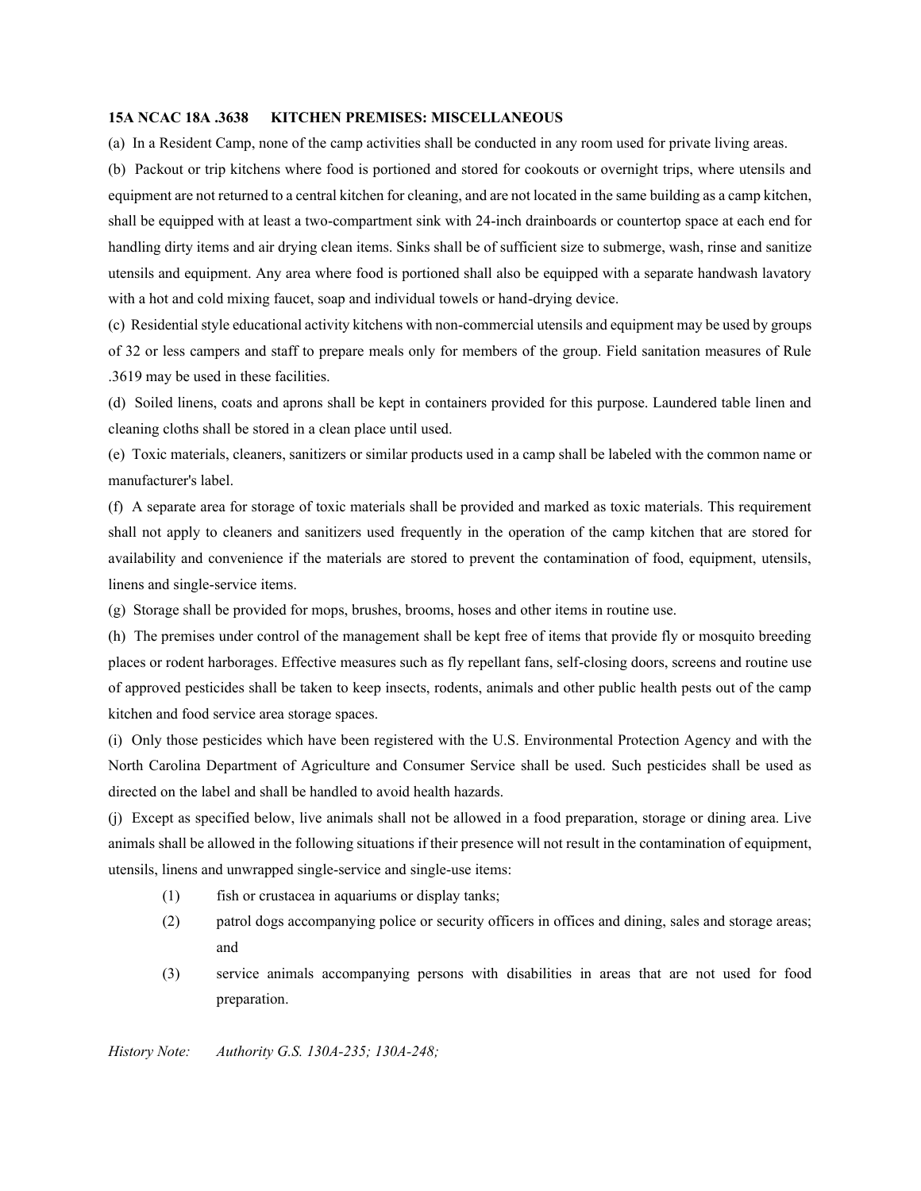**15A NCAC 18A .3638 KITCHEN PREMISES: MISCELLANEOUS**

(a) In a Resident Camp, none of the camp activities shall be conducted in any room used for private living areas.

(b) Packout or trip kitchens where food is portioned and stored for cookouts or overnight trips, where utensils and equipment are not returned to a central kitchen for cleaning, and are not located in the same building as a camp kitchen, shall be equipped with at least a two-compartment sink with 24-inch drainboards or countertop space at each end for handling dirty items and air drying clean items. Sinks shall be of sufficient size to submerge, wash, rinse and sanitize utensils and equipment. Any area where food is portioned shall also be equipped with a separate handwash lavatory with a hot and cold mixing faucet, soap and individual towels or hand-drying device.

(c) Residential style educational activity kitchens with non-commercial utensils and equipment may be used by groups of 32 or less campers and staff to prepare meals only for members of the group. Field sanitation measures of Rule .3619 may be used in these facilities.

(d) Soiled linens, coats and aprons shall be kept in containers provided for this purpose. Laundered table linen and cleaning cloths shall be stored in a clean place until used.

(e) Toxic materials, cleaners, sanitizers or similar products used in a camp shall be labeled with the common name or manufacturer's label.

(f) A separate area for storage of toxic materials shall be provided and marked as toxic materials. This requirement shall not apply to cleaners and sanitizers used frequently in the operation of the camp kitchen that are stored for availability and convenience if the materials are stored to prevent the contamination of food, equipment, utensils, linens and single-service items.

(g) Storage shall be provided for mops, brushes, brooms, hoses and other items in routine use.

(h) The premises under control of the management shall be kept free of items that provide fly or mosquito breeding places or rodent harborages. Effective measures such as fly repellant fans, self-closing doors, screens and routine use of approved pesticides shall be taken to keep insects, rodents, animals and other public health pests out of the camp kitchen and food service area storage spaces.

(i) Only those pesticides which have been registered with the U.S. Environmental Protection Agency and with the North Carolina Department of Agriculture and Consumer Service shall be used. Such pesticides shall be used as directed on the label and shall be handled to avoid health hazards.

(j) Except as specified below, live animals shall not be allowed in a food preparation, storage or dining area. Live animals shall be allowed in the following situations if their presence will not result in the contamination of equipment, utensils, linens and unwrapped single-service and single-use items:

(1) fish or crustacea in aquariums or display tanks;

(2) patrol dogs accompanying police or security officers in offices and dining, sales and storage areas; and

(3) service animals accompanying persons with disabilities in areas that are not used for food preparation.

*History Note: Authority G.S. 130A-235; 130A-248;*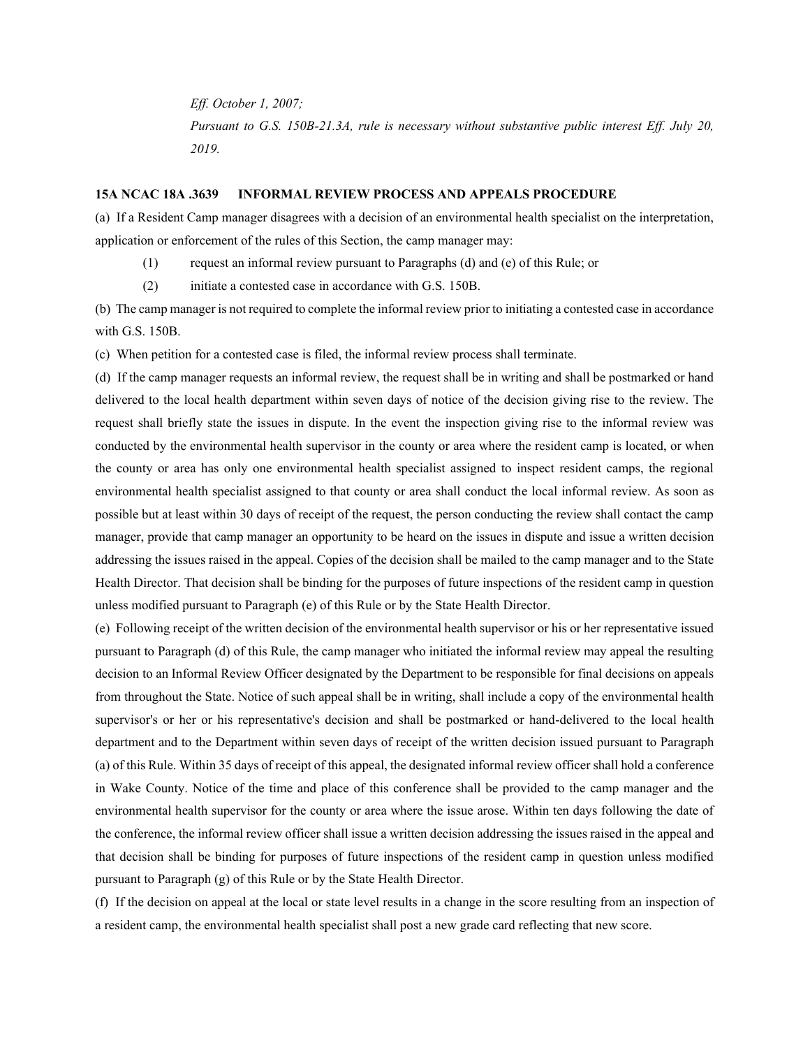*Eff. October 1, 2007;*

*Pursuant to G.S. 150B-21.3A, rule is necessary without substantive public interest Eff. July 20, 2019.*

**15A NCAC 18A .3639 INFORMAL REVIEW PROCESS AND APPEALS PROCEDURE**

(a) If a Resident Camp manager disagrees with a decision of an environmental health specialist on the interpretation, application or enforcement of the rules of this Section, the camp manager may:

(1) request an informal review pursuant to Paragraphs (d) and (e) of this Rule; or

(2) initiate a contested case in accordance with G.S. 150B.

(b) The camp manager is not required to complete the informal review prior to initiating a contested case in accordance with G.S. 150B.

(c) When petition for a contested case is filed, the informal review process shall terminate.

(d) If the camp manager requests an informal review, the request shall be in writing and shall be postmarked or hand delivered to the local health department within seven days of notice of the decision giving rise to the review. The request shall briefly state the issues in dispute. In the event the inspection giving rise to the informal review was conducted by the environmental health supervisor in the county or area where the resident camp is located, or when the county or area has only one environmental health specialist assigned to inspect resident camps, the regional environmental health specialist assigned to that county or area shall conduct the local informal review. As soon as possible but at least within 30 days of receipt of the request, the person conducting the review shall contact the camp manager, provide that camp manager an opportunity to be heard on the issues in dispute and issue a written decision addressing the issues raised in the appeal. Copies of the decision shall be mailed to the camp manager and to the State Health Director. That decision shall be binding for the purposes of future inspections of the resident camp in question unless modified pursuant to Paragraph (e) of this Rule or by the State Health Director.

(e) Following receipt of the written decision of the environmental health supervisor or his or her representative issued pursuant to Paragraph (d) of this Rule, the camp manager who initiated the informal review may appeal the resulting decision to an Informal Review Officer designated by the Department to be responsible for final decisions on appeals from throughout the State. Notice of such appeal shall be in writing, shall include a copy of the environmental health supervisor's or her or his representative's decision and shall be postmarked or hand-delivered to the local health department and to the Department within seven days of receipt of the written decision issued pursuant to Paragraph (a) of this Rule. Within 35 days of receipt of this appeal, the designated informal review officer shall hold a conference in Wake County. Notice of the time and place of this conference shall be provided to the camp manager and the environmental health supervisor for the county or area where the issue arose. Within ten days following the date of the conference, the informal review officer shall issue a written decision addressing the issues raised in the appeal and that decision shall be binding for purposes of future inspections of the resident camp in question unless modified pursuant to Paragraph (g) of this Rule or by the State Health Director.

(f) If the decision on appeal at the local or state level results in a change in the score resulting from an inspection of a resident camp, the environmental health specialist shall post a new grade card reflecting that new score.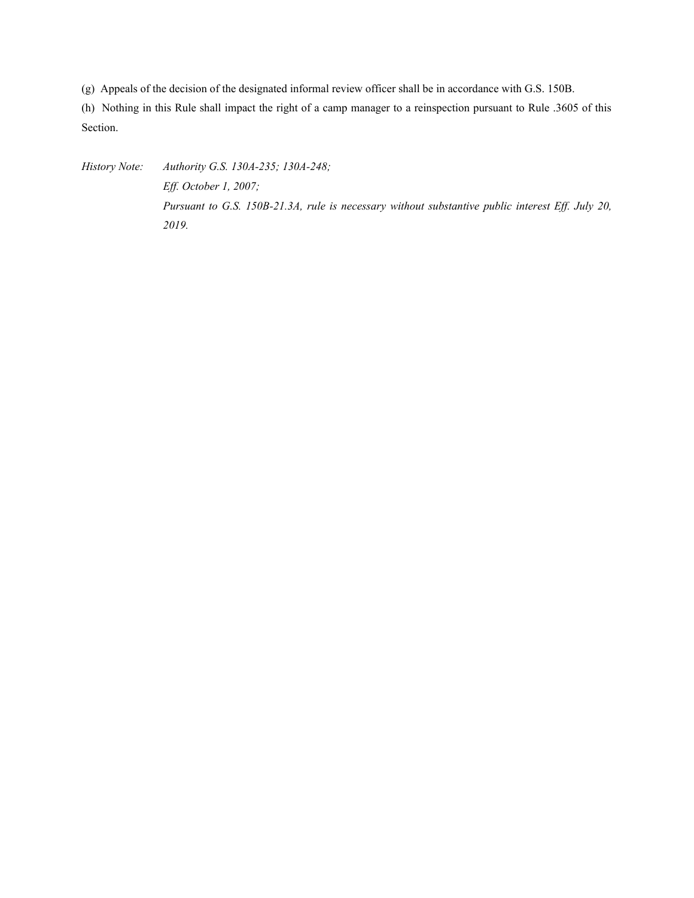(g) Appeals of the decision of the designated informal review officer shall be in accordance with G.S. 150B.

(h) Nothing in this Rule shall impact the right of a camp manager to a reinspection pursuant to Rule .3605 of this Section.

*History Note: Authority G.S. 130A-235; 130A-248;*
*Eff. October 1, 2007;*
*Pursuant to G.S. 150B-21.3A, rule is necessary without substantive public interest Eff. July 20, 2019.*